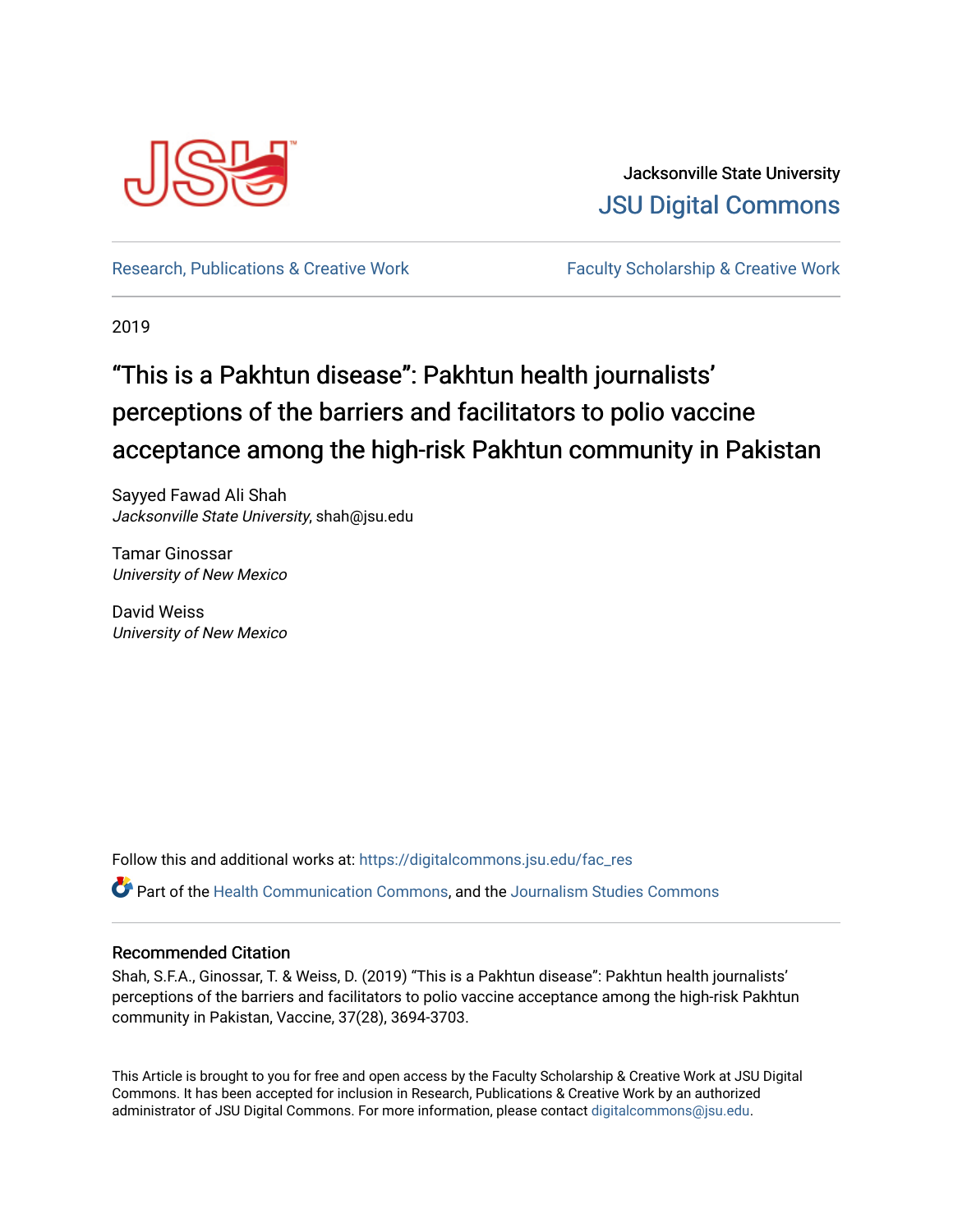Jacksonville State University

JSU Digital Commons

Research, Publications & Creative Work

Faculty Scholarship & Creative Work

2019

# "This is a Pakhtun disease": Pakhtun health journalists' perceptions of the barriers and facilitators to polio vaccine acceptance among the high-risk Pakhtun community in Pakistan

Sayyed Fawad Ali Shah
*Jacksonville State University*, shah@jsu.edu

Tamar Ginossar
*University of New Mexico*

David Weiss
*University of New Mexico*

Follow this and additional works at: https://digitalcommons.jsu.edu/fac_res

Part of the Health Communication Commons, and the Journalism Studies Commons

## Recommended Citation

Shah, S.F.A., Ginossar, T. & Weiss, D. (2019) "This is a Pakhtun disease": Pakhtun health journalists' perceptions of the barriers and facilitators to polio vaccine acceptance among the high-risk Pakhtun community in Pakistan, Vaccine, 37(28), 3694-3703.

This Article is brought to you for free and open access by the Faculty Scholarship & Creative Work at JSU Digital Commons. It has been accepted for inclusion in Research, Publications & Creative Work by an authorized administrator of JSU Digital Commons. For more information, please contact digitalcommons@jsu.edu.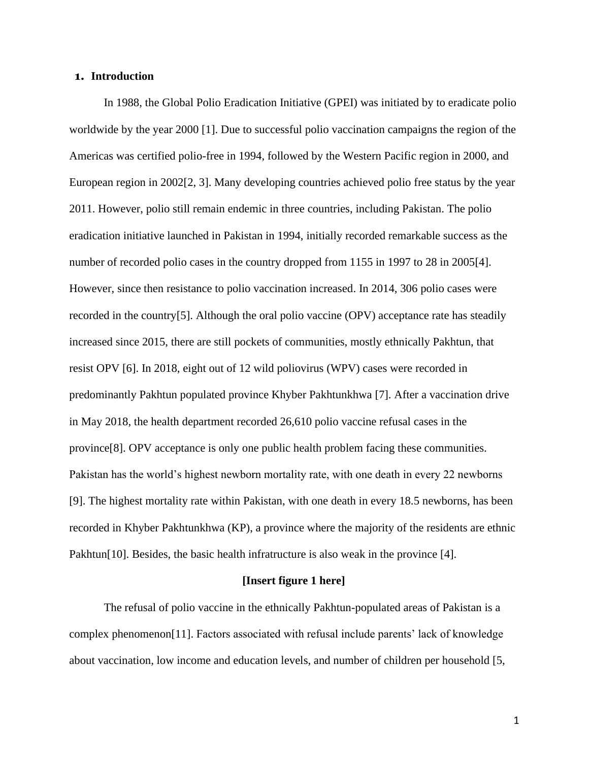## 1. Introduction

In 1988, the Global Polio Eradication Initiative (GPEI) was initiated by to eradicate polio worldwide by the year 2000 [1]. Due to successful polio vaccination campaigns the region of the Americas was certified polio-free in 1994, followed by the Western Pacific region in 2000, and European region in 2002[2, 3]. Many developing countries achieved polio free status by the year 2011. However, polio still remain endemic in three countries, including Pakistan. The polio eradication initiative launched in Pakistan in 1994, initially recorded remarkable success as the number of recorded polio cases in the country dropped from 1155 in 1997 to 28 in 2005[4]. However, since then resistance to polio vaccination increased. In 2014, 306 polio cases were recorded in the country[5]. Although the oral polio vaccine (OPV) acceptance rate has steadily increased since 2015, there are still pockets of communities, mostly ethnically Pakhtun, that resist OPV [6]. In 2018, eight out of 12 wild poliovirus (WPV) cases were recorded in predominantly Pakhtun populated province Khyber Pakhtunkhwa [7]. After a vaccination drive in May 2018, the health department recorded 26,610 polio vaccine refusal cases in the province[8]. OPV acceptance is only one public health problem facing these communities. Pakistan has the world's highest newborn mortality rate, with one death in every 22 newborns [9]. The highest mortality rate within Pakistan, with one death in every 18.5 newborns, has been recorded in Khyber Pakhtunkhwa (KP), a province where the majority of the residents are ethnic Pakhtun[10]. Besides, the basic health infratructure is also weak in the province [4].

**[Insert figure 1 here]**

The refusal of polio vaccine in the ethnically Pakhtun-populated areas of Pakistan is a complex phenomenon[11]. Factors associated with refusal include parents' lack of knowledge about vaccination, low income and education levels, and number of children per household [5,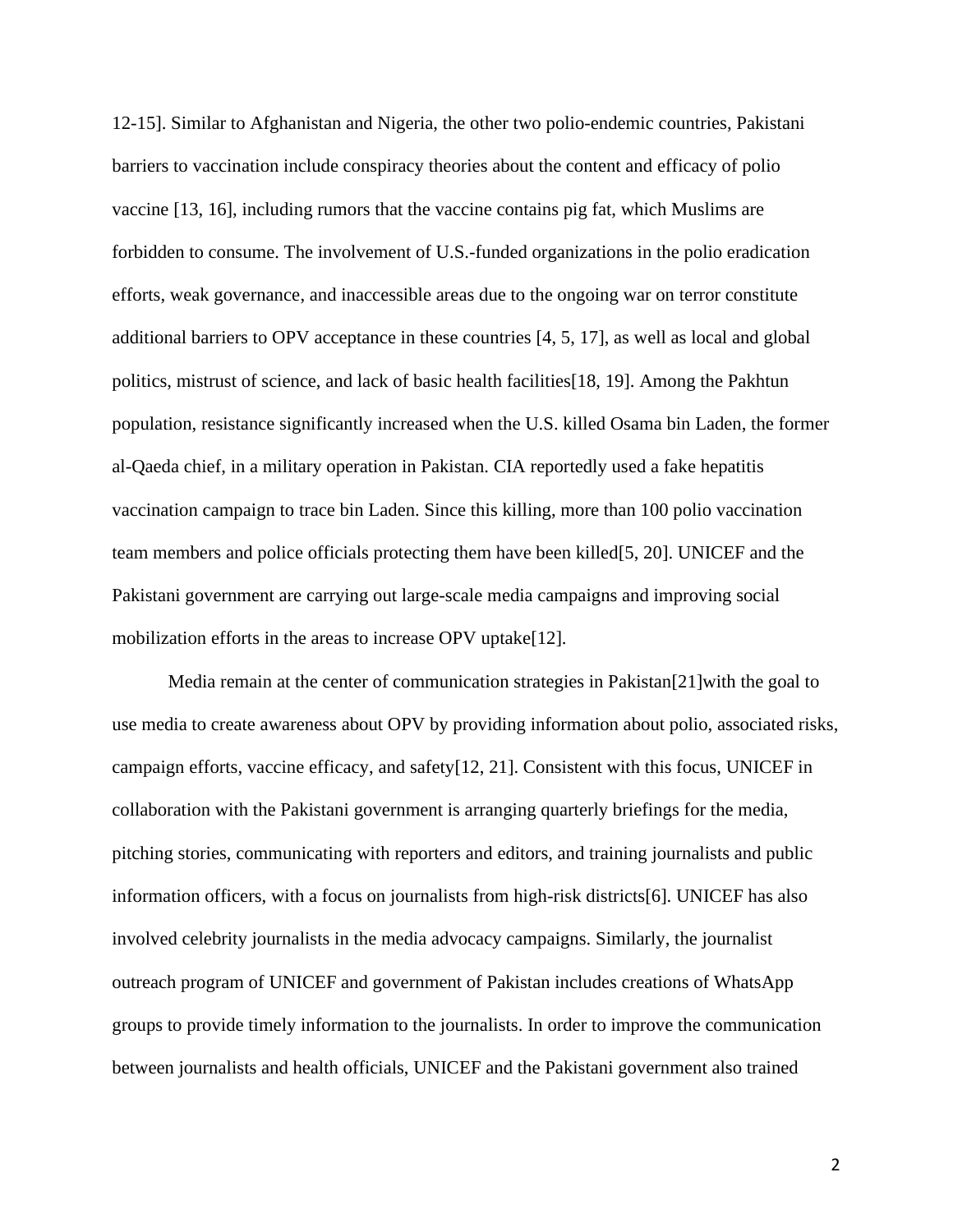12-15]. Similar to Afghanistan and Nigeria, the other two polio-endemic countries, Pakistani barriers to vaccination include conspiracy theories about the content and efficacy of polio vaccine [13, 16], including rumors that the vaccine contains pig fat, which Muslims are forbidden to consume. The involvement of U.S.-funded organizations in the polio eradication efforts, weak governance, and inaccessible areas due to the ongoing war on terror constitute additional barriers to OPV acceptance in these countries [4, 5, 17], as well as local and global politics, mistrust of science, and lack of basic health facilities[18, 19]. Among the Pakhtun population, resistance significantly increased when the U.S. killed Osama bin Laden, the former al-Qaeda chief, in a military operation in Pakistan. CIA reportedly used a fake hepatitis vaccination campaign to trace bin Laden. Since this killing, more than 100 polio vaccination team members and police officials protecting them have been killed[5, 20]. UNICEF and the Pakistani government are carrying out large-scale media campaigns and improving social mobilization efforts in the areas to increase OPV uptake[12].

Media remain at the center of communication strategies in Pakistan[21]with the goal to use media to create awareness about OPV by providing information about polio, associated risks, campaign efforts, vaccine efficacy, and safety[12, 21]. Consistent with this focus, UNICEF in collaboration with the Pakistani government is arranging quarterly briefings for the media, pitching stories, communicating with reporters and editors, and training journalists and public information officers, with a focus on journalists from high-risk districts[6]. UNICEF has also involved celebrity journalists in the media advocacy campaigns. Similarly, the journalist outreach program of UNICEF and government of Pakistan includes creations of WhatsApp groups to provide timely information to the journalists. In order to improve the communication between journalists and health officials, UNICEF and the Pakistani government also trained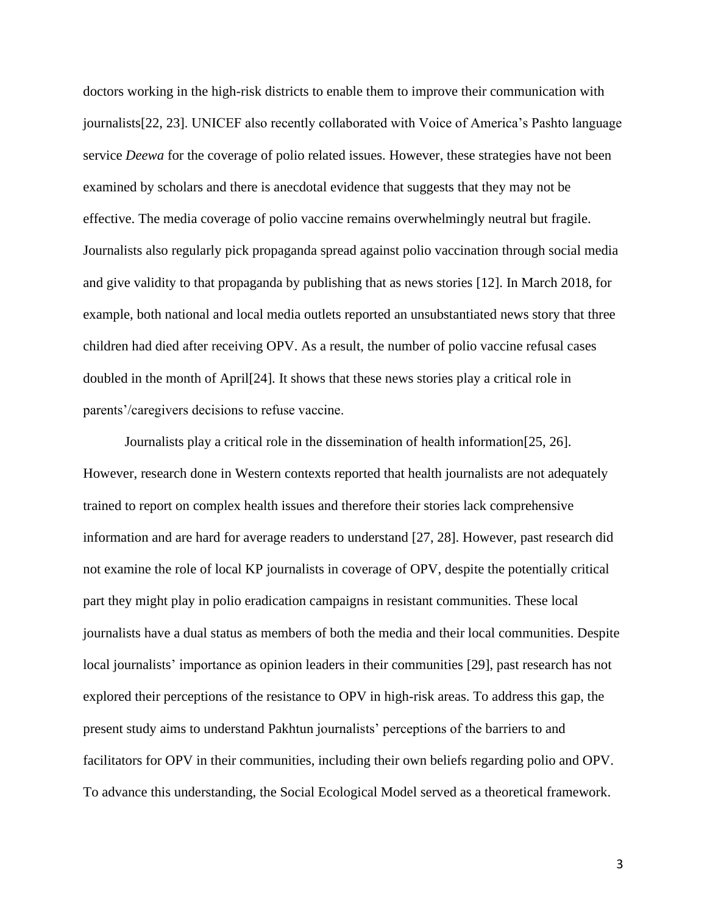doctors working in the high-risk districts to enable them to improve their communication with journalists[22, 23]. UNICEF also recently collaborated with Voice of America's Pashto language service *Deewa* for the coverage of polio related issues. However, these strategies have not been examined by scholars and there is anecdotal evidence that suggests that they may not be effective. The media coverage of polio vaccine remains overwhelmingly neutral but fragile. Journalists also regularly pick propaganda spread against polio vaccination through social media and give validity to that propaganda by publishing that as news stories [12]. In March 2018, for example, both national and local media outlets reported an unsubstantiated news story that three children had died after receiving OPV. As a result, the number of polio vaccine refusal cases doubled in the month of April[24]. It shows that these news stories play a critical role in parents'/caregivers decisions to refuse vaccine.

Journalists play a critical role in the dissemination of health information[25, 26]. However, research done in Western contexts reported that health journalists are not adequately trained to report on complex health issues and therefore their stories lack comprehensive information and are hard for average readers to understand [27, 28]. However, past research did not examine the role of local KP journalists in coverage of OPV, despite the potentially critical part they might play in polio eradication campaigns in resistant communities. These local journalists have a dual status as members of both the media and their local communities. Despite local journalists' importance as opinion leaders in their communities [29], past research has not explored their perceptions of the resistance to OPV in high-risk areas. To address this gap, the present study aims to understand Pakhtun journalists' perceptions of the barriers to and facilitators for OPV in their communities, including their own beliefs regarding polio and OPV. To advance this understanding, the Social Ecological Model served as a theoretical framework.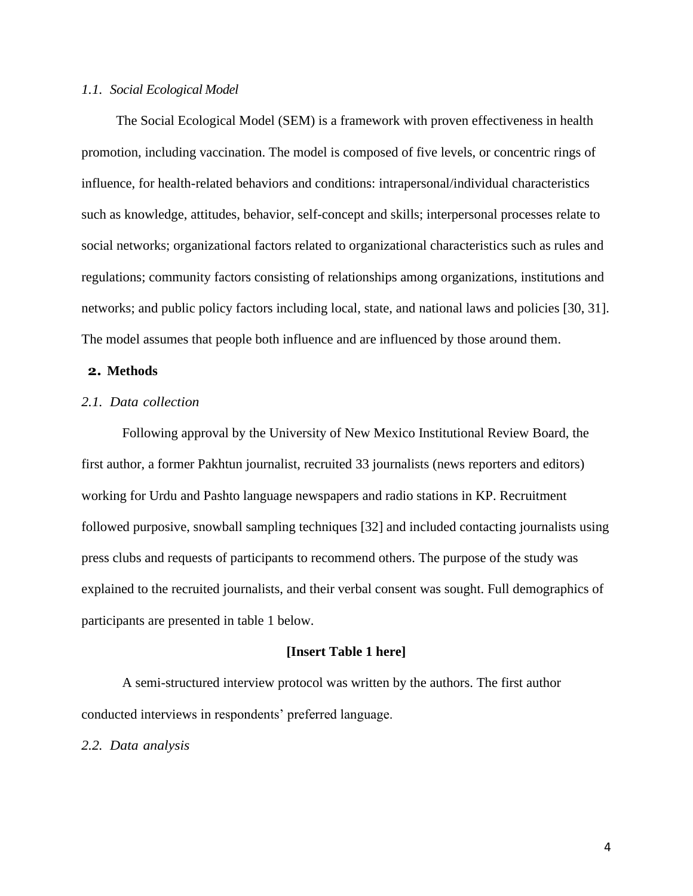### *1.1. Social Ecological Model*

The Social Ecological Model (SEM) is a framework with proven effectiveness in health promotion, including vaccination. The model is composed of five levels, or concentric rings of influence, for health-related behaviors and conditions: intrapersonal/individual characteristics such as knowledge, attitudes, behavior, self-concept and skills; interpersonal processes relate to social networks; organizational factors related to organizational characteristics such as rules and regulations; community factors consisting of relationships among organizations, institutions and networks; and public policy factors including local, state, and national laws and policies [30, 31]. The model assumes that people both influence and are influenced by those around them.

## 2. Methods

### *2.1. Data collection*

Following approval by the University of New Mexico Institutional Review Board, the first author, a former Pakhtun journalist, recruited 33 journalists (news reporters and editors) working for Urdu and Pashto language newspapers and radio stations in KP. Recruitment followed purposive, snowball sampling techniques [32] and included contacting journalists using press clubs and requests of participants to recommend others. The purpose of the study was explained to the recruited journalists, and their verbal consent was sought. Full demographics of participants are presented in table 1 below.

**[Insert Table 1 here]**

A semi-structured interview protocol was written by the authors. The first author conducted interviews in respondents' preferred language.

### *2.2. Data analysis*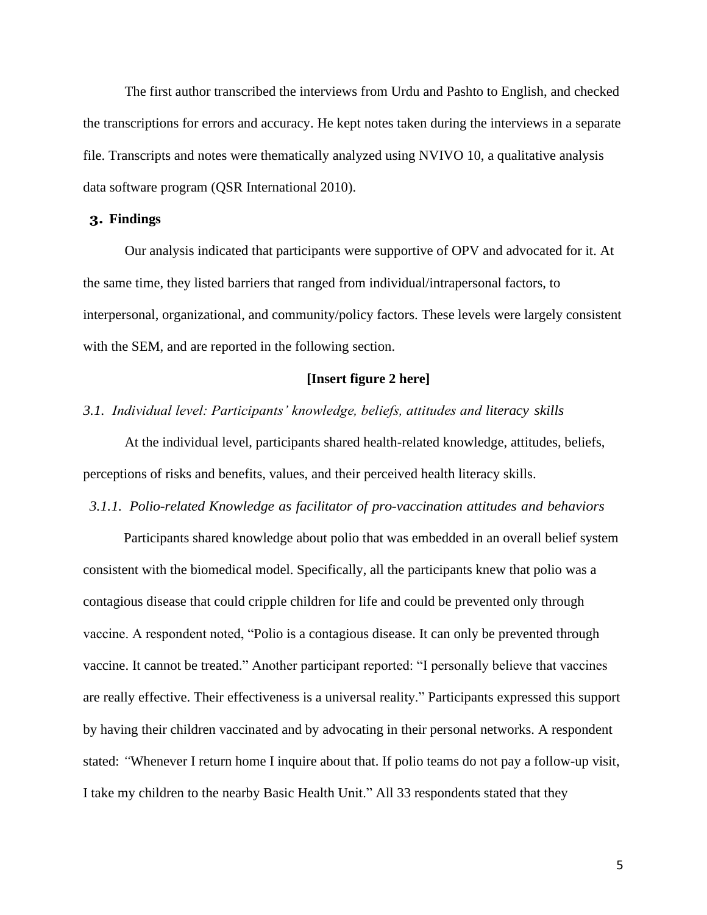The first author transcribed the interviews from Urdu and Pashto to English, and checked the transcriptions for errors and accuracy. He kept notes taken during the interviews in a separate file. Transcripts and notes were thematically analyzed using NVIVO 10, a qualitative analysis data software program (QSR International 2010).

## 3. Findings

Our analysis indicated that participants were supportive of OPV and advocated for it. At the same time, they listed barriers that ranged from individual/intrapersonal factors, to interpersonal, organizational, and community/policy factors. These levels were largely consistent with the SEM, and are reported in the following section.

**[Insert figure 2 here]**

### *3.1. Individual level: Participants' knowledge, beliefs, attitudes and literacy skills*

At the individual level, participants shared health-related knowledge, attitudes, beliefs, perceptions of risks and benefits, values, and their perceived health literacy skills.

#### *3.1.1. Polio-related Knowledge as facilitator of pro-vaccination attitudes and behaviors*

Participants shared knowledge about polio that was embedded in an overall belief system consistent with the biomedical model. Specifically, all the participants knew that polio was a contagious disease that could cripple children for life and could be prevented only through vaccine. A respondent noted, "Polio is a contagious disease. It can only be prevented through vaccine. It cannot be treated." Another participant reported: "I personally believe that vaccines are really effective. Their effectiveness is a universal reality." Participants expressed this support by having their children vaccinated and by advocating in their personal networks. A respondent stated: "Whenever I return home I inquire about that. If polio teams do not pay a follow-up visit, I take my children to the nearby Basic Health Unit." All 33 respondents stated that they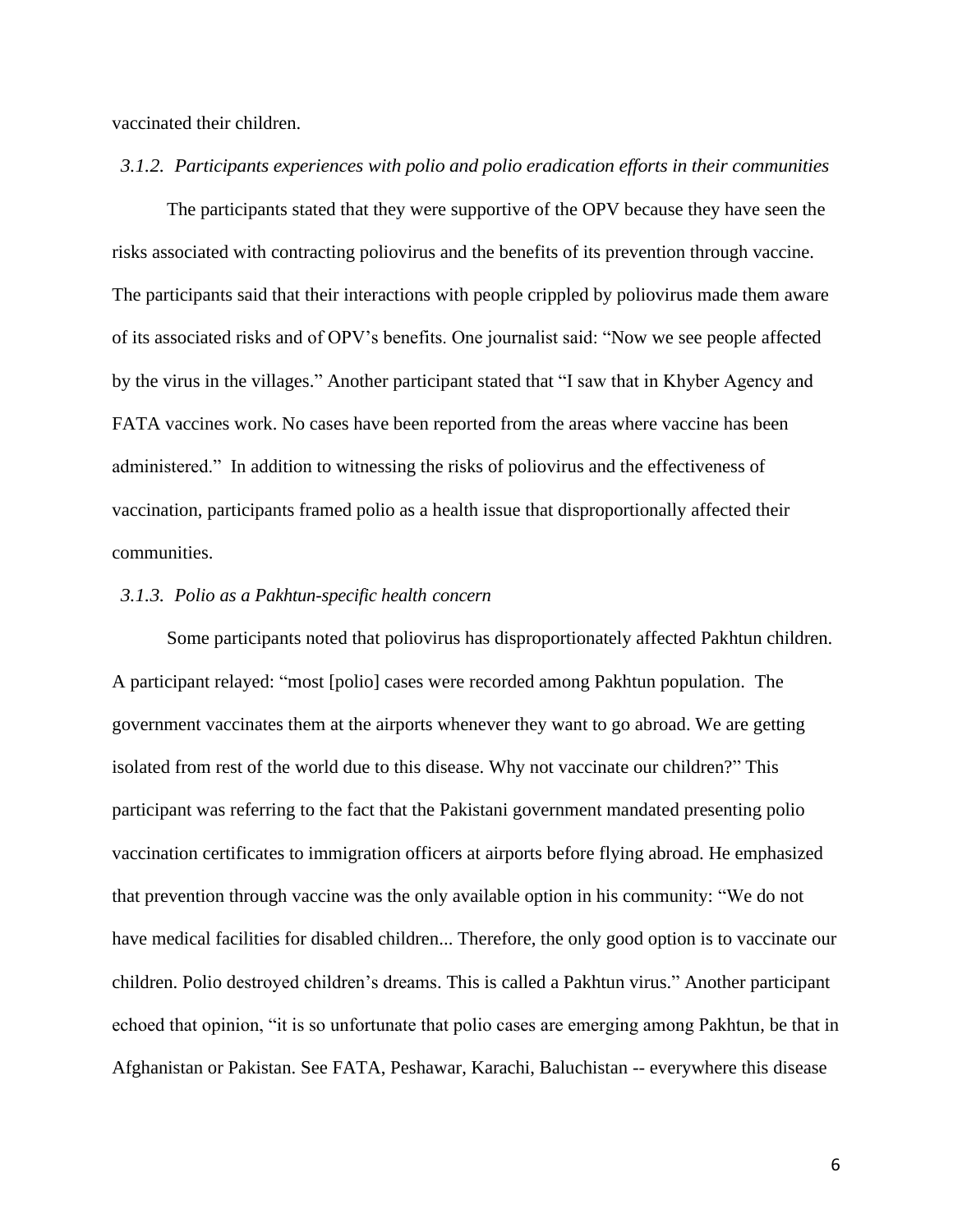vaccinated their children.

### *3.1.2. Participants experiences with polio and polio eradication efforts in their communities*

The participants stated that they were supportive of the OPV because they have seen the risks associated with contracting poliovirus and the benefits of its prevention through vaccine. The participants said that their interactions with people crippled by poliovirus made them aware of its associated risks and of OPV's benefits. One journalist said: "Now we see people affected by the virus in the villages." Another participant stated that "I saw that in Khyber Agency and FATA vaccines work. No cases have been reported from the areas where vaccine has been administered." In addition to witnessing the risks of poliovirus and the effectiveness of vaccination, participants framed polio as a health issue that disproportionally affected their communities.

### *3.1.3. Polio as a Pakhtun-specific health concern*

Some participants noted that poliovirus has disproportionately affected Pakhtun children. A participant relayed: "most [polio] cases were recorded among Pakhtun population. The government vaccinates them at the airports whenever they want to go abroad. We are getting isolated from rest of the world due to this disease. Why not vaccinate our children?" This participant was referring to the fact that the Pakistani government mandated presenting polio vaccination certificates to immigration officers at airports before flying abroad. He emphasized that prevention through vaccine was the only available option in his community: "We do not have medical facilities for disabled children... Therefore, the only good option is to vaccinate our children. Polio destroyed children's dreams. This is called a Pakhtun virus." Another participant echoed that opinion, "it is so unfortunate that polio cases are emerging among Pakhtun, be that in Afghanistan or Pakistan. See FATA, Peshawar, Karachi, Baluchistan -- everywhere this disease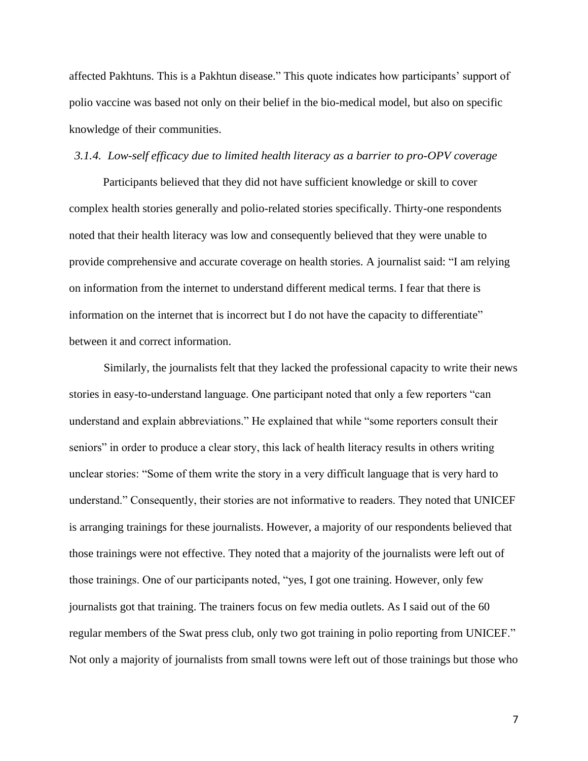affected Pakhtuns. This is a Pakhtun disease." This quote indicates how participants' support of polio vaccine was based not only on their belief in the bio-medical model, but also on specific knowledge of their communities.

### *3.1.4. Low-self efficacy due to limited health literacy as a barrier to pro-OPV coverage*

Participants believed that they did not have sufficient knowledge or skill to cover complex health stories generally and polio-related stories specifically. Thirty-one respondents noted that their health literacy was low and consequently believed that they were unable to provide comprehensive and accurate coverage on health stories. A journalist said: "I am relying on information from the internet to understand different medical terms. I fear that there is information on the internet that is incorrect but I do not have the capacity to differentiate" between it and correct information.

Similarly, the journalists felt that they lacked the professional capacity to write their news stories in easy-to-understand language. One participant noted that only a few reporters "can understand and explain abbreviations." He explained that while "some reporters consult their seniors" in order to produce a clear story, this lack of health literacy results in others writing unclear stories: "Some of them write the story in a very difficult language that is very hard to understand." Consequently, their stories are not informative to readers. They noted that UNICEF is arranging trainings for these journalists. However, a majority of our respondents believed that those trainings were not effective. They noted that a majority of the journalists were left out of those trainings. One of our participants noted, "yes, I got one training. However, only few journalists got that training. The trainers focus on few media outlets. As I said out of the 60 regular members of the Swat press club, only two got training in polio reporting from UNICEF." Not only a majority of journalists from small towns were left out of those trainings but those who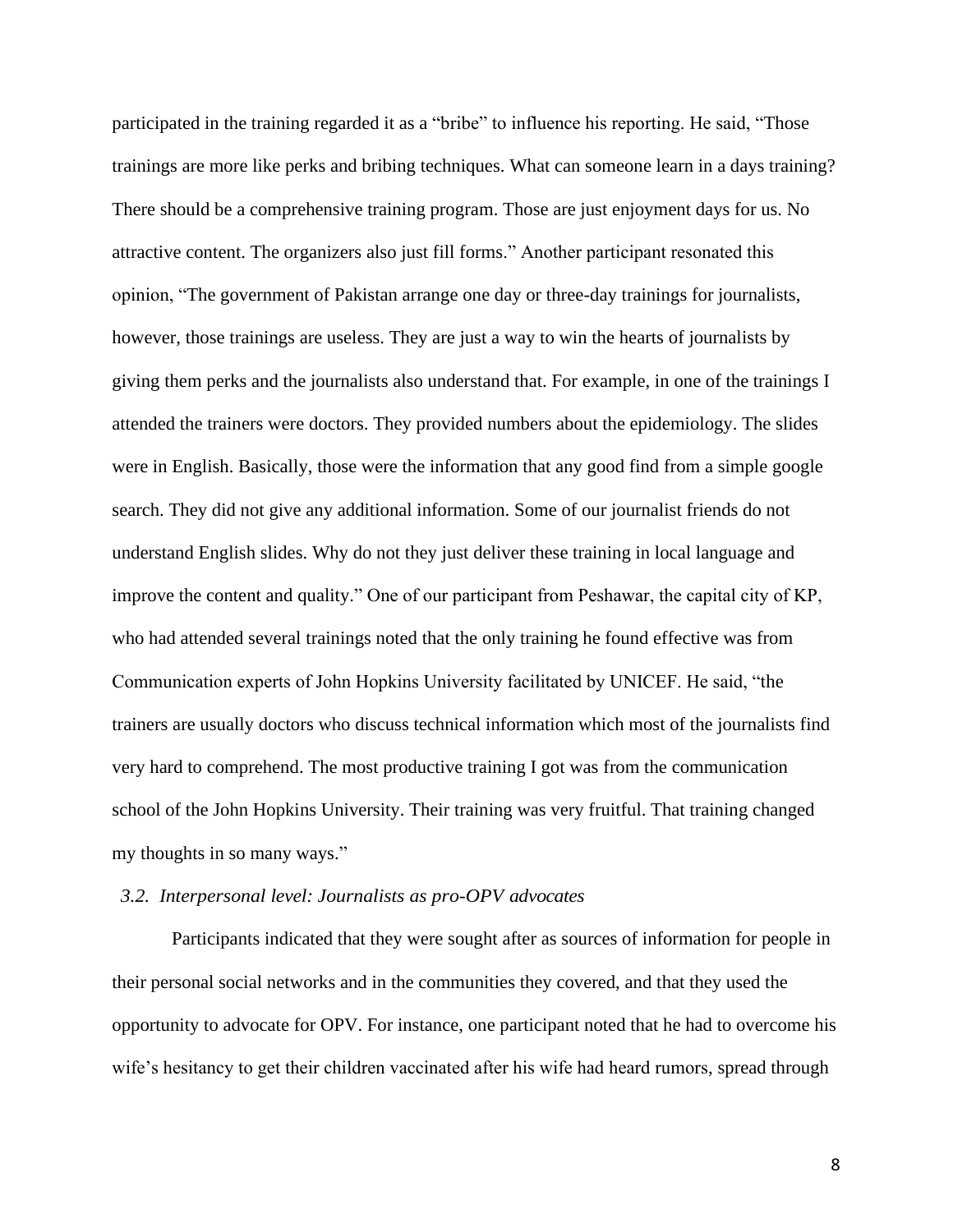participated in the training regarded it as a "bribe" to influence his reporting. He said, "Those trainings are more like perks and bribing techniques. What can someone learn in a days training? There should be a comprehensive training program. Those are just enjoyment days for us. No attractive content. The organizers also just fill forms." Another participant resonated this opinion, "The government of Pakistan arrange one day or three-day trainings for journalists, however, those trainings are useless. They are just a way to win the hearts of journalists by giving them perks and the journalists also understand that. For example, in one of the trainings I attended the trainers were doctors. They provided numbers about the epidemiology. The slides were in English. Basically, those were the information that any good find from a simple google search. They did not give any additional information. Some of our journalist friends do not understand English slides. Why do not they just deliver these training in local language and improve the content and quality." One of our participant from Peshawar, the capital city of KP, who had attended several trainings noted that the only training he found effective was from Communication experts of John Hopkins University facilitated by UNICEF. He said, "the trainers are usually doctors who discuss technical information which most of the journalists find very hard to comprehend. The most productive training I got was from the communication school of the John Hopkins University. Their training was very fruitful. That training changed my thoughts in so many ways."

### *3.2. Interpersonal level: Journalists as pro-OPV advocates*

Participants indicated that they were sought after as sources of information for people in their personal social networks and in the communities they covered, and that they used the opportunity to advocate for OPV. For instance, one participant noted that he had to overcome his wife's hesitancy to get their children vaccinated after his wife had heard rumors, spread through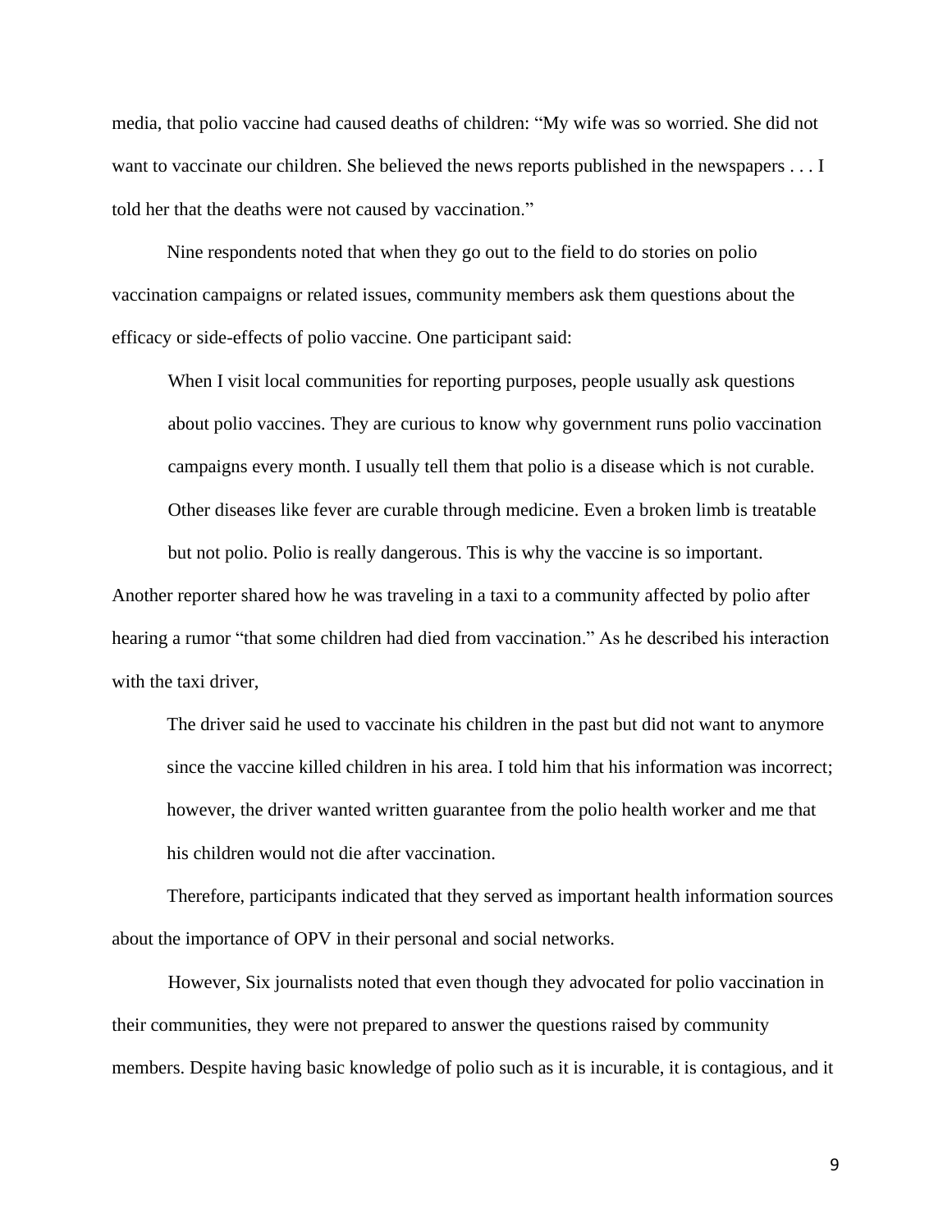media, that polio vaccine had caused deaths of children: “My wife was so worried. She did not want to vaccinate our children. She believed the news reports published in the newspapers . . . I told her that the deaths were not caused by vaccination.”

Nine respondents noted that when they go out to the field to do stories on polio vaccination campaigns or related issues, community members ask them questions about the efficacy or side-effects of polio vaccine. One participant said:

> When I visit local communities for reporting purposes, people usually ask questions about polio vaccines. They are curious to know why government runs polio vaccination campaigns every month. I usually tell them that polio is a disease which is not curable. Other diseases like fever are curable through medicine. Even a broken limb is treatable but not polio. Polio is really dangerous. This is why the vaccine is so important.

Another reporter shared how he was traveling in a taxi to a community affected by polio after hearing a rumor “that some children had died from vaccination.” As he described his interaction with the taxi driver,

> The driver said he used to vaccinate his children in the past but did not want to anymore since the vaccine killed children in his area. I told him that his information was incorrect; however, the driver wanted written guarantee from the polio health worker and me that his children would not die after vaccination.

Therefore, participants indicated that they served as important health information sources about the importance of OPV in their personal and social networks.

However, Six journalists noted that even though they advocated for polio vaccination in their communities, they were not prepared to answer the questions raised by community members. Despite having basic knowledge of polio such as it is incurable, it is contagious, and it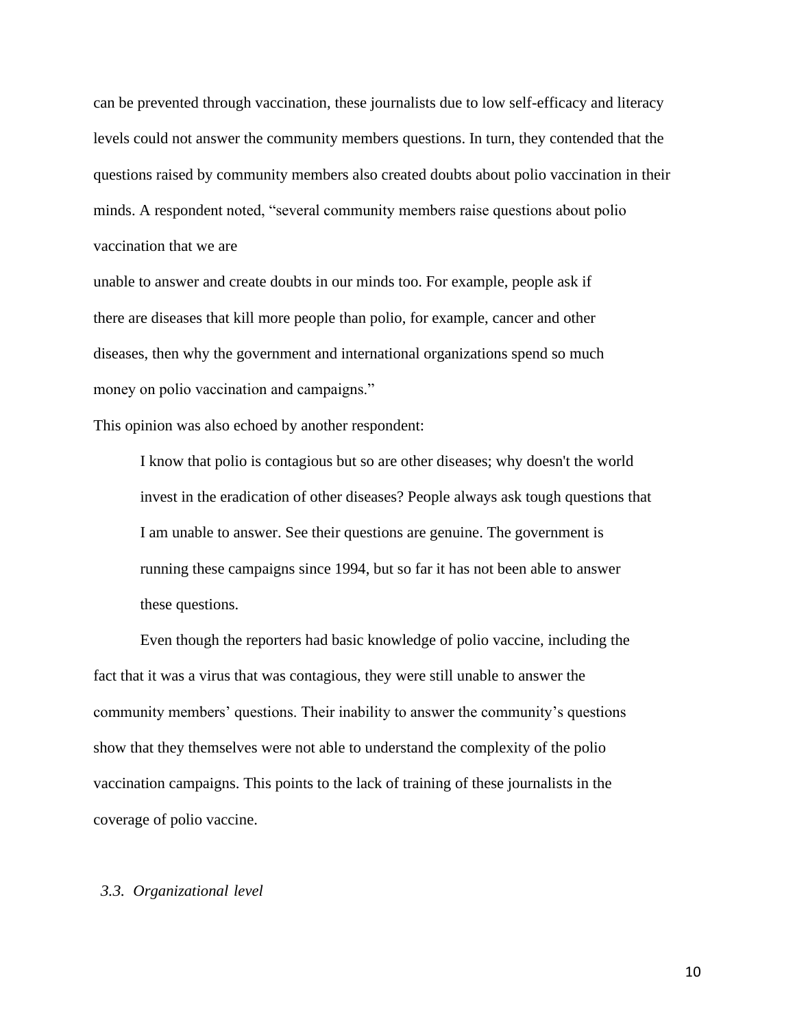can be prevented through vaccination, these journalists due to low self-efficacy and literacy levels could not answer the community members questions. In turn, they contended that the questions raised by community members also created doubts about polio vaccination in their minds. A respondent noted, "several community members raise questions about polio vaccination that we are unable to answer and create doubts in our minds too. For example, people ask if there are diseases that kill more people than polio, for example, cancer and other diseases, then why the government and international organizations spend so much money on polio vaccination and campaigns."

This opinion was also echoed by another respondent:

> I know that polio is contagious but so are other diseases; why doesn't the world invest in the eradication of other diseases? People always ask tough questions that I am unable to answer. See their questions are genuine. The government is running these campaigns since 1994, but so far it has not been able to answer these questions.

Even though the reporters had basic knowledge of polio vaccine, including the fact that it was a virus that was contagious, they were still unable to answer the community members' questions. Their inability to answer the community's questions show that they themselves were not able to understand the complexity of the polio vaccination campaigns. This points to the lack of training of these journalists in the coverage of polio vaccine.

### *3.3. Organizational level*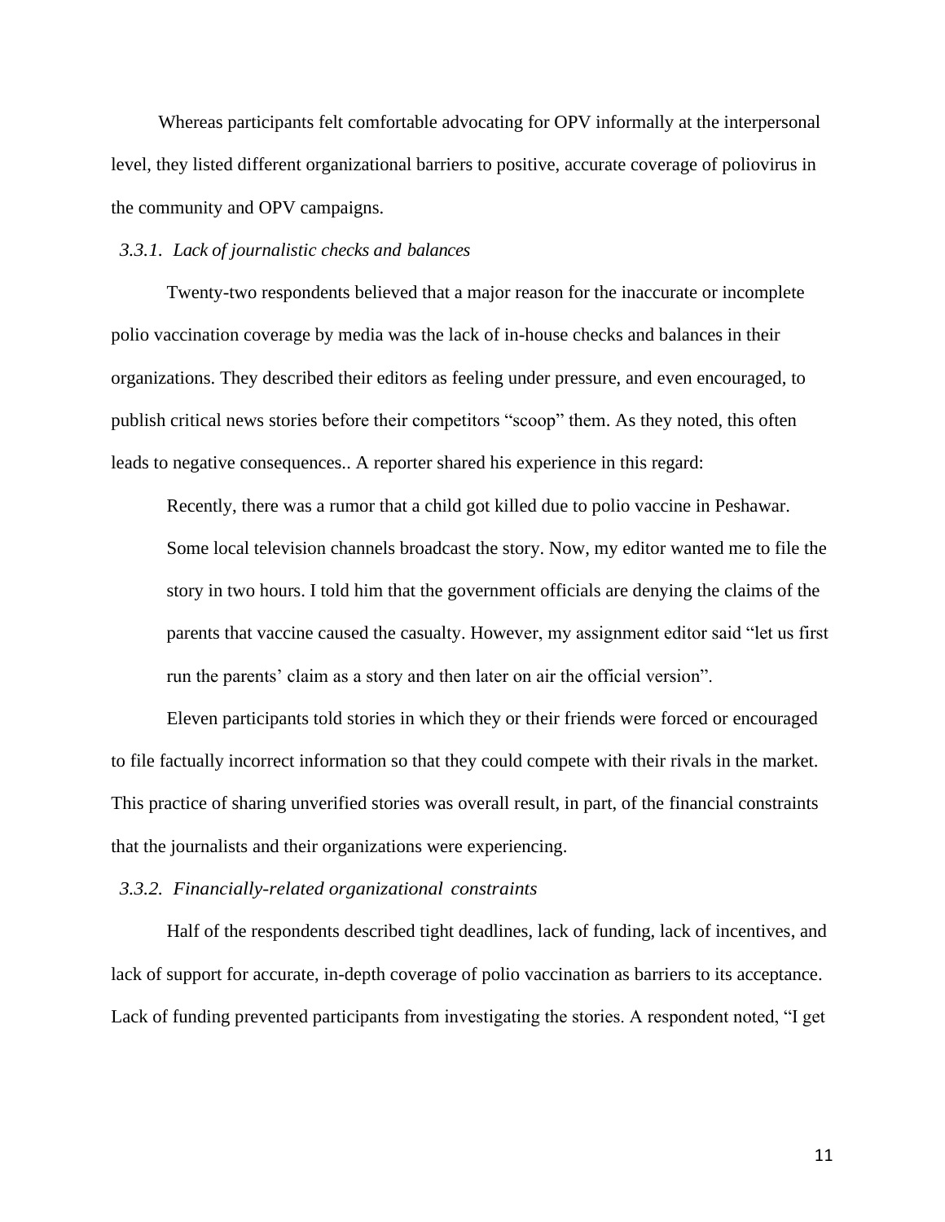Whereas participants felt comfortable advocating for OPV informally at the interpersonal level, they listed different organizational barriers to positive, accurate coverage of poliovirus in the community and OPV campaigns.

### *3.3.1. Lack of journalistic checks and balances*

Twenty-two respondents believed that a major reason for the inaccurate or incomplete polio vaccination coverage by media was the lack of in-house checks and balances in their organizations. They described their editors as feeling under pressure, and even encouraged, to publish critical news stories before their competitors "scoop" them. As they noted, this often leads to negative consequences.. A reporter shared his experience in this regard:

> Recently, there was a rumor that a child got killed due to polio vaccine in Peshawar. Some local television channels broadcast the story. Now, my editor wanted me to file the story in two hours. I told him that the government officials are denying the claims of the parents that vaccine caused the casualty. However, my assignment editor said "let us first run the parents' claim as a story and then later on air the official version".

Eleven participants told stories in which they or their friends were forced or encouraged to file factually incorrect information so that they could compete with their rivals in the market. This practice of sharing unverified stories was overall result, in part, of the financial constraints that the journalists and their organizations were experiencing.

### *3.3.2. Financially-related organizational constraints*

Half of the respondents described tight deadlines, lack of funding, lack of incentives, and lack of support for accurate, in-depth coverage of polio vaccination as barriers to its acceptance. Lack of funding prevented participants from investigating the stories. A respondent noted, "I get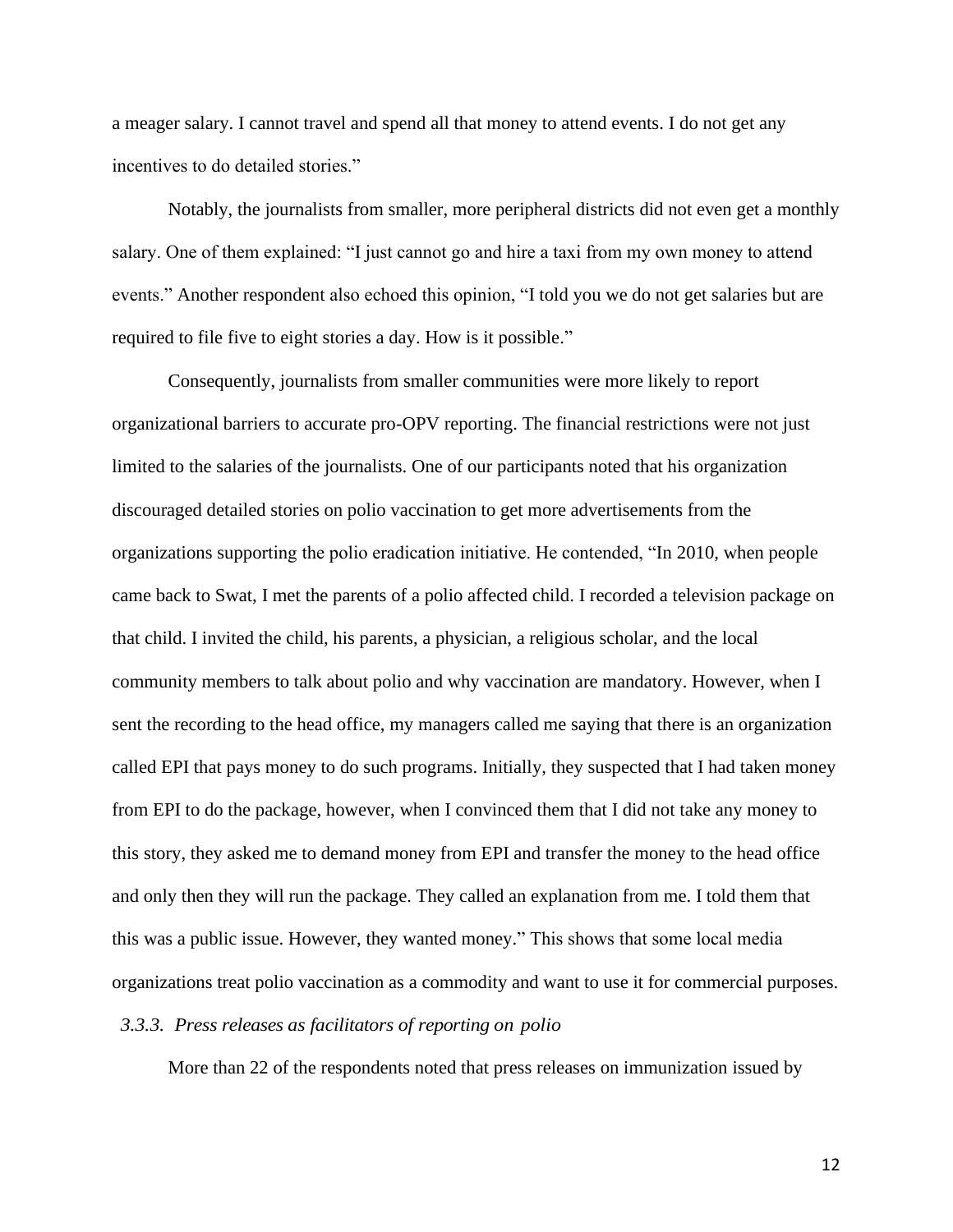a meager salary. I cannot travel and spend all that money to attend events. I do not get any incentives to do detailed stories."

Notably, the journalists from smaller, more peripheral districts did not even get a monthly salary. One of them explained: "I just cannot go and hire a taxi from my own money to attend events." Another respondent also echoed this opinion, "I told you we do not get salaries but are required to file five to eight stories a day. How is it possible."

Consequently, journalists from smaller communities were more likely to report organizational barriers to accurate pro-OPV reporting. The financial restrictions were not just limited to the salaries of the journalists. One of our participants noted that his organization discouraged detailed stories on polio vaccination to get more advertisements from the organizations supporting the polio eradication initiative. He contended, "In 2010, when people came back to Swat, I met the parents of a polio affected child. I recorded a television package on that child. I invited the child, his parents, a physician, a religious scholar, and the local community members to talk about polio and why vaccination are mandatory. However, when I sent the recording to the head office, my managers called me saying that there is an organization called EPI that pays money to do such programs. Initially, they suspected that I had taken money from EPI to do the package, however, when I convinced them that I did not take any money to this story, they asked me to demand money from EPI and transfer the money to the head office and only then they will run the package. They called an explanation from me. I told them that this was a public issue. However, they wanted money." This shows that some local media organizations treat polio vaccination as a commodity and want to use it for commercial purposes.

### *3.3.3. Press releases as facilitators of reporting on polio*

More than 22 of the respondents noted that press releases on immunization issued by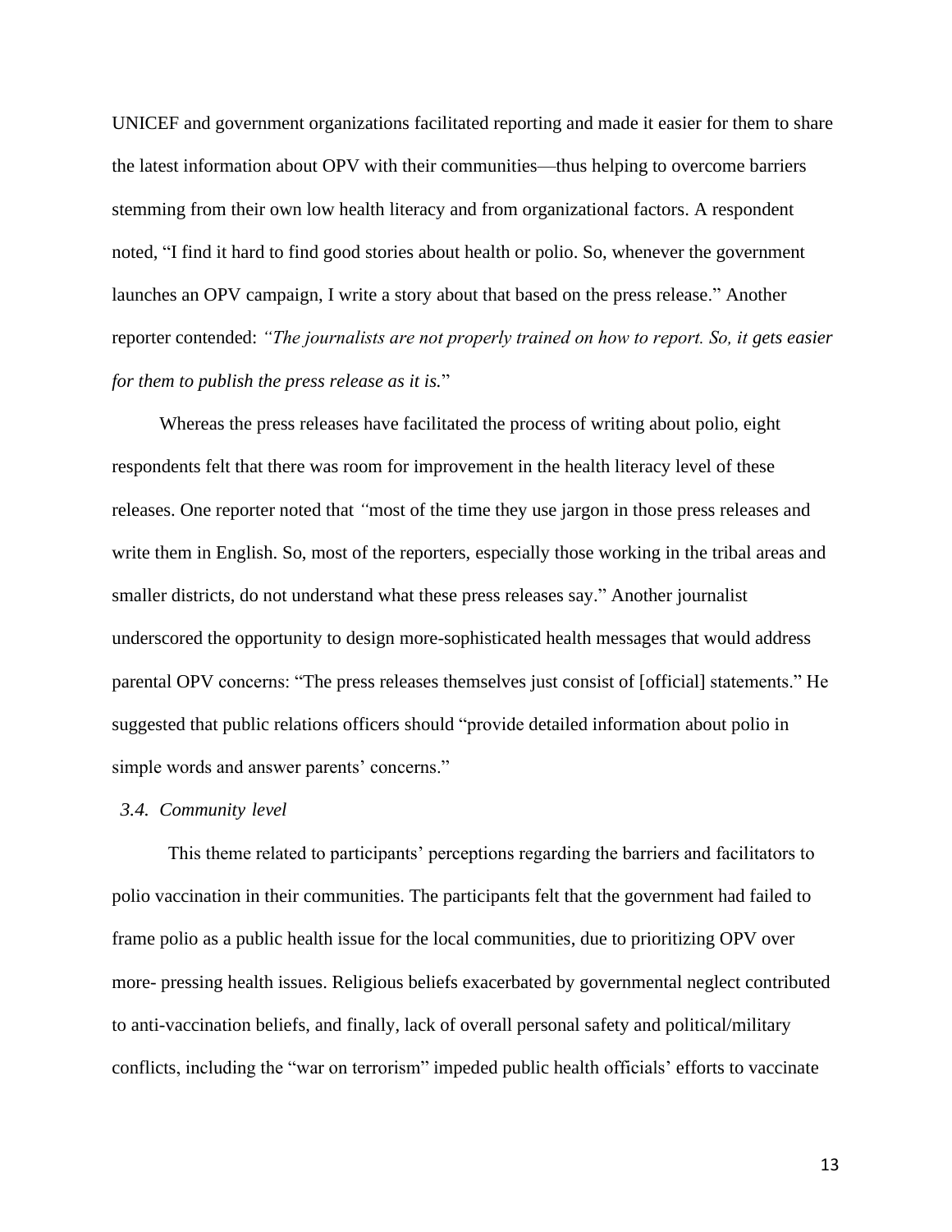UNICEF and government organizations facilitated reporting and made it easier for them to share the latest information about OPV with their communities—thus helping to overcome barriers stemming from their own low health literacy and from organizational factors. A respondent noted, "I find it hard to find good stories about health or polio. So, whenever the government launches an OPV campaign, I write a story about that based on the press release." Another reporter contended: *"The journalists are not properly trained on how to report. So, it gets easier for them to publish the press release as it is.*"

Whereas the press releases have facilitated the process of writing about polio, eight respondents felt that there was room for improvement in the health literacy level of these releases. One reporter noted that *"*most of the time they use jargon in those press releases and write them in English. So, most of the reporters, especially those working in the tribal areas and smaller districts, do not understand what these press releases say." Another journalist underscored the opportunity to design more-sophisticated health messages that would address parental OPV concerns: "The press releases themselves just consist of [official] statements." He suggested that public relations officers should "provide detailed information about polio in simple words and answer parents' concerns."

### *3.4. Community level*

This theme related to participants' perceptions regarding the barriers and facilitators to polio vaccination in their communities. The participants felt that the government had failed to frame polio as a public health issue for the local communities, due to prioritizing OPV over more- pressing health issues. Religious beliefs exacerbated by governmental neglect contributed to anti-vaccination beliefs, and finally, lack of overall personal safety and political/military conflicts, including the "war on terrorism" impeded public health officials' efforts to vaccinate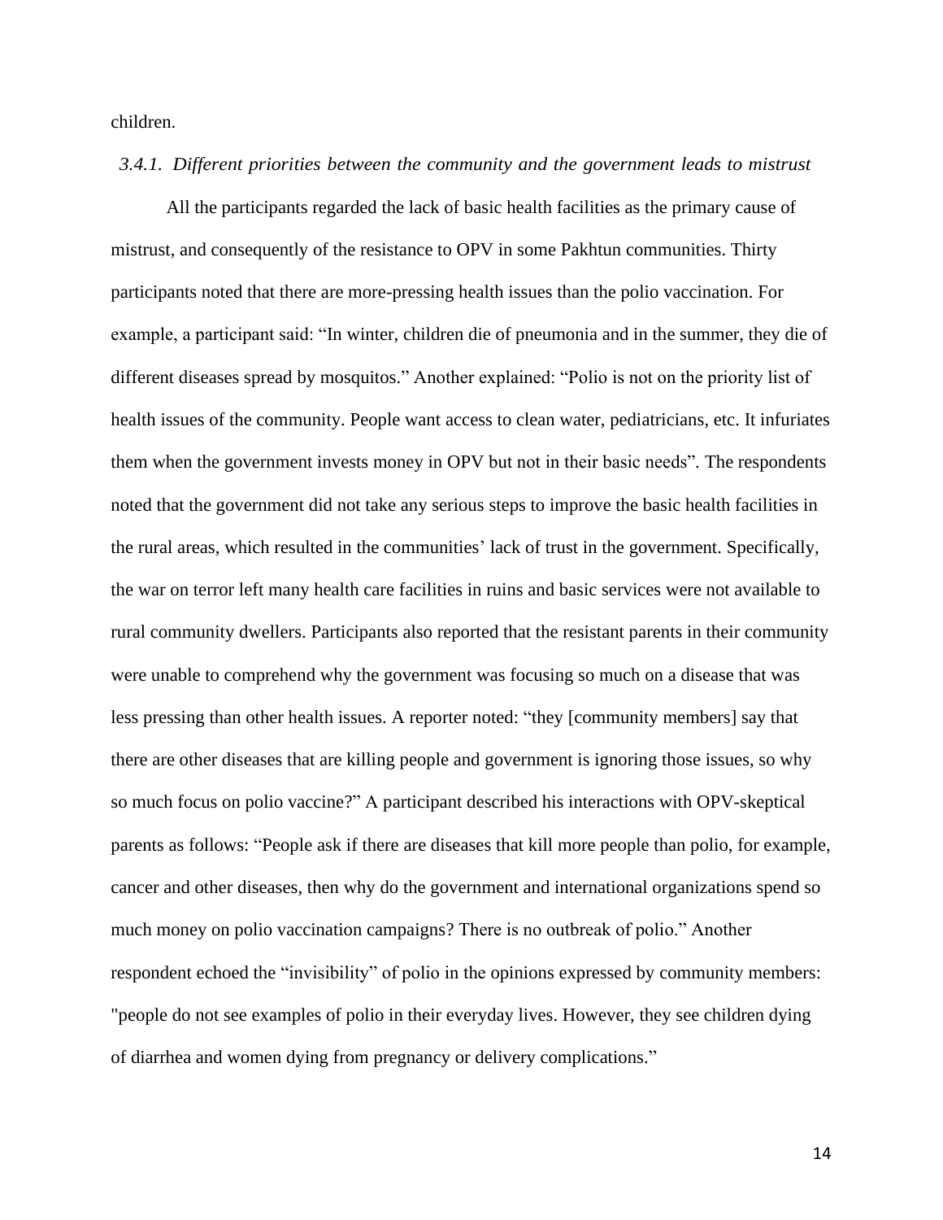children.

### *3.4.1. Different priorities between the community and the government leads to mistrust*

All the participants regarded the lack of basic health facilities as the primary cause of mistrust, and consequently of the resistance to OPV in some Pakhtun communities. Thirty participants noted that there are more-pressing health issues than the polio vaccination. For example, a participant said: “In winter, children die of pneumonia and in the summer, they die of different diseases spread by mosquitos.” Another explained: “Polio is not on the priority list of health issues of the community. People want access to clean water, pediatricians, etc. It infuriates them when the government invests money in OPV but not in their basic needs”. The respondents noted that the government did not take any serious steps to improve the basic health facilities in the rural areas, which resulted in the communities’ lack of trust in the government. Specifically, the war on terror left many health care facilities in ruins and basic services were not available to rural community dwellers. Participants also reported that the resistant parents in their community were unable to comprehend why the government was focusing so much on a disease that was less pressing than other health issues. A reporter noted: “they [community members] say that there are other diseases that are killing people and government is ignoring those issues, so why so much focus on polio vaccine?” A participant described his interactions with OPV-skeptical parents as follows: “People ask if there are diseases that kill more people than polio, for example, cancer and other diseases, then why do the government and international organizations spend so much money on polio vaccination campaigns? There is no outbreak of polio.” Another respondent echoed the “invisibility” of polio in the opinions expressed by community members: "people do not see examples of polio in their everyday lives. However, they see children dying of diarrhea and women dying from pregnancy or delivery complications.”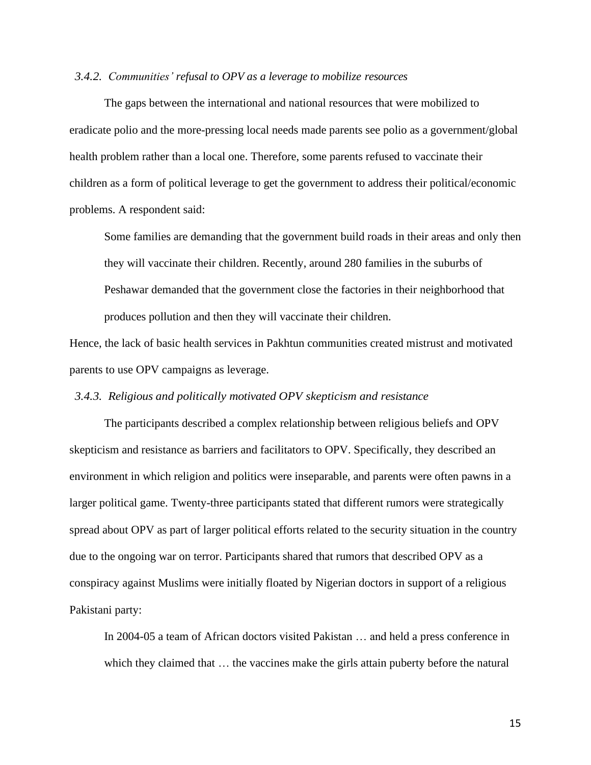### *3.4.2. Communities' refusal to OPV as a leverage to mobilize resources*

The gaps between the international and national resources that were mobilized to eradicate polio and the more-pressing local needs made parents see polio as a government/global health problem rather than a local one. Therefore, some parents refused to vaccinate their children as a form of political leverage to get the government to address their political/economic problems. A respondent said:

> Some families are demanding that the government build roads in their areas and only then they will vaccinate their children. Recently, around 280 families in the suburbs of Peshawar demanded that the government close the factories in their neighborhood that produces pollution and then they will vaccinate their children.

Hence, the lack of basic health services in Pakhtun communities created mistrust and motivated parents to use OPV campaigns as leverage.

### *3.4.3. Religious and politically motivated OPV skepticism and resistance*

The participants described a complex relationship between religious beliefs and OPV skepticism and resistance as barriers and facilitators to OPV. Specifically, they described an environment in which religion and politics were inseparable, and parents were often pawns in a larger political game. Twenty-three participants stated that different rumors were strategically spread about OPV as part of larger political efforts related to the security situation in the country due to the ongoing war on terror. Participants shared that rumors that described OPV as a conspiracy against Muslims were initially floated by Nigerian doctors in support of a religious Pakistani party:

> In 2004-05 a team of African doctors visited Pakistan … and held a press conference in which they claimed that … the vaccines make the girls attain puberty before the natural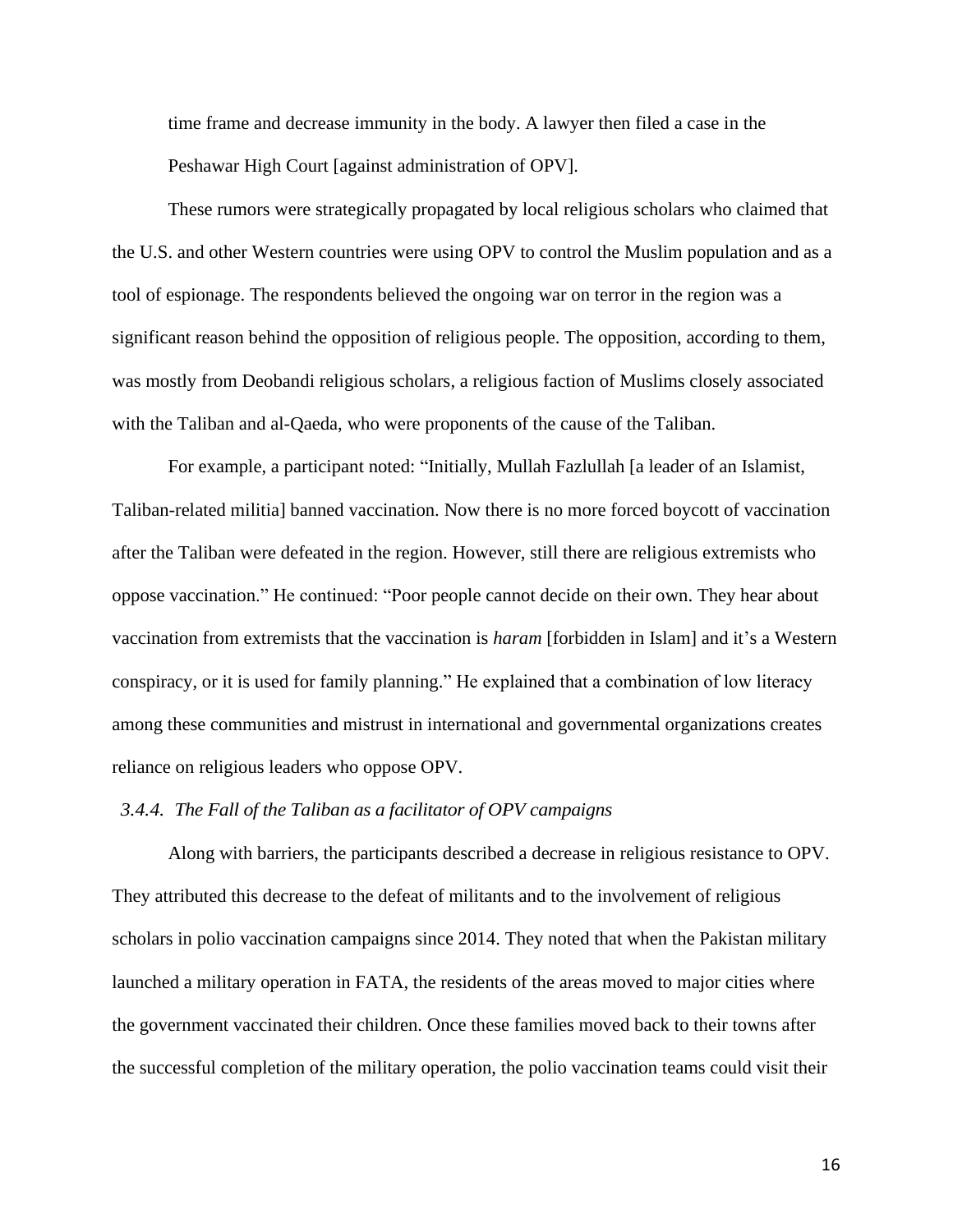> time frame and decrease immunity in the body. A lawyer then filed a case in the Peshawar High Court [against administration of OPV].

These rumors were strategically propagated by local religious scholars who claimed that the U.S. and other Western countries were using OPV to control the Muslim population and as a tool of espionage. The respondents believed the ongoing war on terror in the region was a significant reason behind the opposition of religious people. The opposition, according to them, was mostly from Deobandi religious scholars, a religious faction of Muslims closely associated with the Taliban and al-Qaeda, who were proponents of the cause of the Taliban.

For example, a participant noted: "Initially, Mullah Fazlullah [a leader of an Islamist, Taliban-related militia] banned vaccination. Now there is no more forced boycott of vaccination after the Taliban were defeated in the region. However, still there are religious extremists who oppose vaccination." He continued: "Poor people cannot decide on their own. They hear about vaccination from extremists that the vaccination is *haram* [forbidden in Islam] and it's a Western conspiracy, or it is used for family planning." He explained that a combination of low literacy among these communities and mistrust in international and governmental organizations creates reliance on religious leaders who oppose OPV.

#### *3.4.4. The Fall of the Taliban as a facilitator of OPV campaigns*

Along with barriers, the participants described a decrease in religious resistance to OPV. They attributed this decrease to the defeat of militants and to the involvement of religious scholars in polio vaccination campaigns since 2014. They noted that when the Pakistan military launched a military operation in FATA, the residents of the areas moved to major cities where the government vaccinated their children. Once these families moved back to their towns after the successful completion of the military operation, the polio vaccination teams could visit their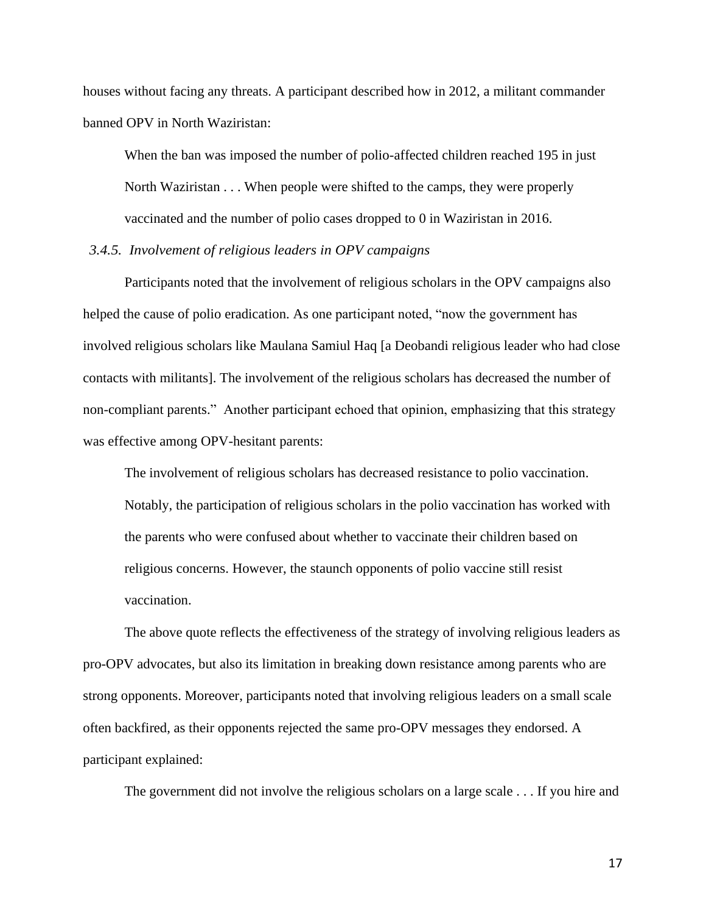houses without facing any threats. A participant described how in 2012, a militant commander banned OPV in North Waziristan:

> When the ban was imposed the number of polio-affected children reached 195 in just North Waziristan . . . When people were shifted to the camps, they were properly vaccinated and the number of polio cases dropped to 0 in Waziristan in 2016.

### *3.4.5. Involvement of religious leaders in OPV campaigns*

Participants noted that the involvement of religious scholars in the OPV campaigns also helped the cause of polio eradication. As one participant noted, "now the government has involved religious scholars like Maulana Samiul Haq [a Deobandi religious leader who had close contacts with militants]. The involvement of the religious scholars has decreased the number of non-compliant parents." Another participant echoed that opinion, emphasizing that this strategy was effective among OPV-hesitant parents:

> The involvement of religious scholars has decreased resistance to polio vaccination. Notably, the participation of religious scholars in the polio vaccination has worked with the parents who were confused about whether to vaccinate their children based on religious concerns. However, the staunch opponents of polio vaccine still resist vaccination.

The above quote reflects the effectiveness of the strategy of involving religious leaders as pro-OPV advocates, but also its limitation in breaking down resistance among parents who are strong opponents. Moreover, participants noted that involving religious leaders on a small scale often backfired, as their opponents rejected the same pro-OPV messages they endorsed. A participant explained:

> The government did not involve the religious scholars on a large scale . . . If you hire and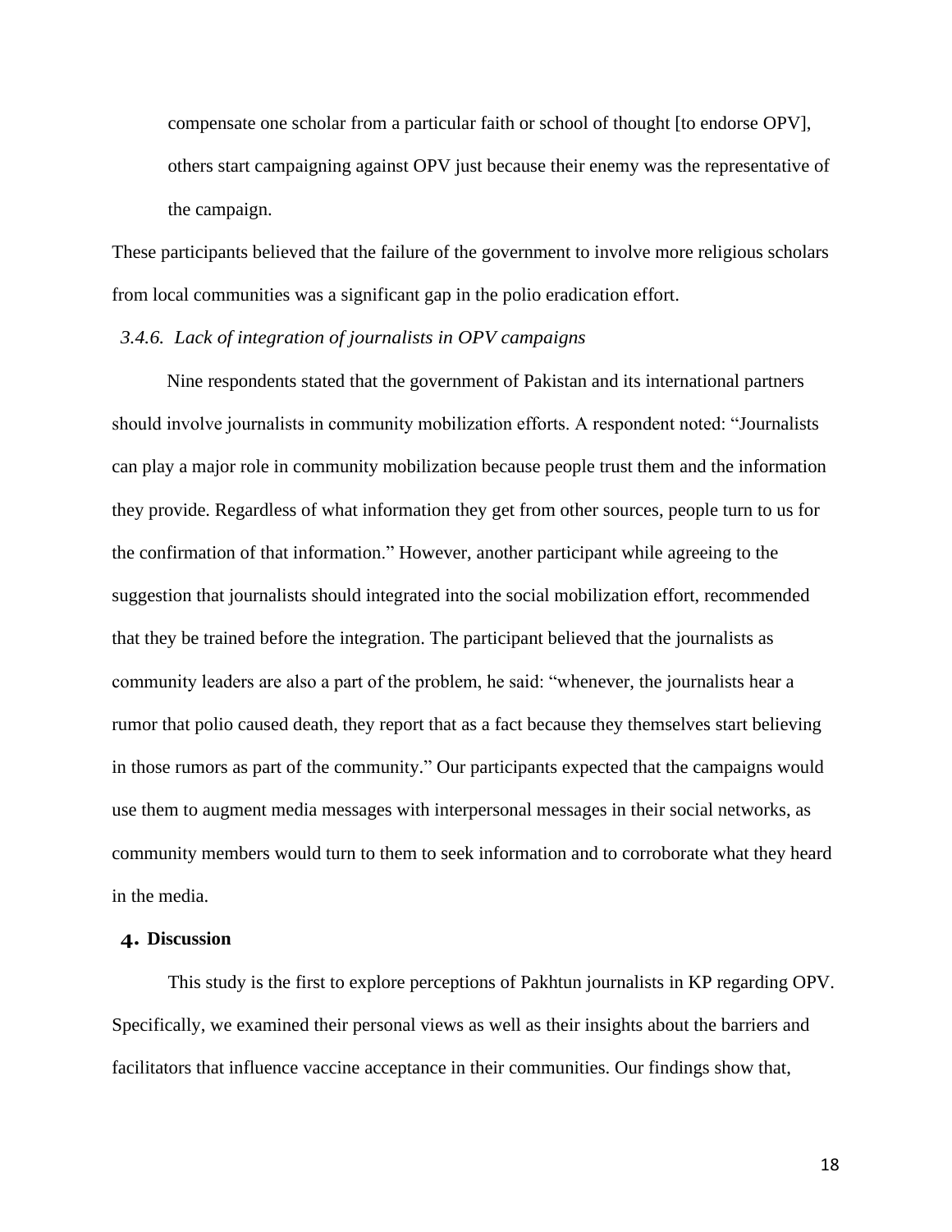> compensate one scholar from a particular faith or school of thought [to endorse OPV], others start campaigning against OPV just because their enemy was the representative of the campaign.

These participants believed that the failure of the government to involve more religious scholars from local communities was a significant gap in the polio eradication effort.

### *3.4.6. Lack of integration of journalists in OPV campaigns*

Nine respondents stated that the government of Pakistan and its international partners should involve journalists in community mobilization efforts. A respondent noted: "Journalists can play a major role in community mobilization because people trust them and the information they provide. Regardless of what information they get from other sources, people turn to us for the confirmation of that information." However, another participant while agreeing to the suggestion that journalists should integrated into the social mobilization effort, recommended that they be trained before the integration. The participant believed that the journalists as community leaders are also a part of the problem, he said: "whenever, the journalists hear a rumor that polio caused death, they report that as a fact because they themselves start believing in those rumors as part of the community." Our participants expected that the campaigns would use them to augment media messages with interpersonal messages in their social networks, as community members would turn to them to seek information and to corroborate what they heard in the media.

## 4. Discussion

This study is the first to explore perceptions of Pakhtun journalists in KP regarding OPV. Specifically, we examined their personal views as well as their insights about the barriers and facilitators that influence vaccine acceptance in their communities. Our findings show that,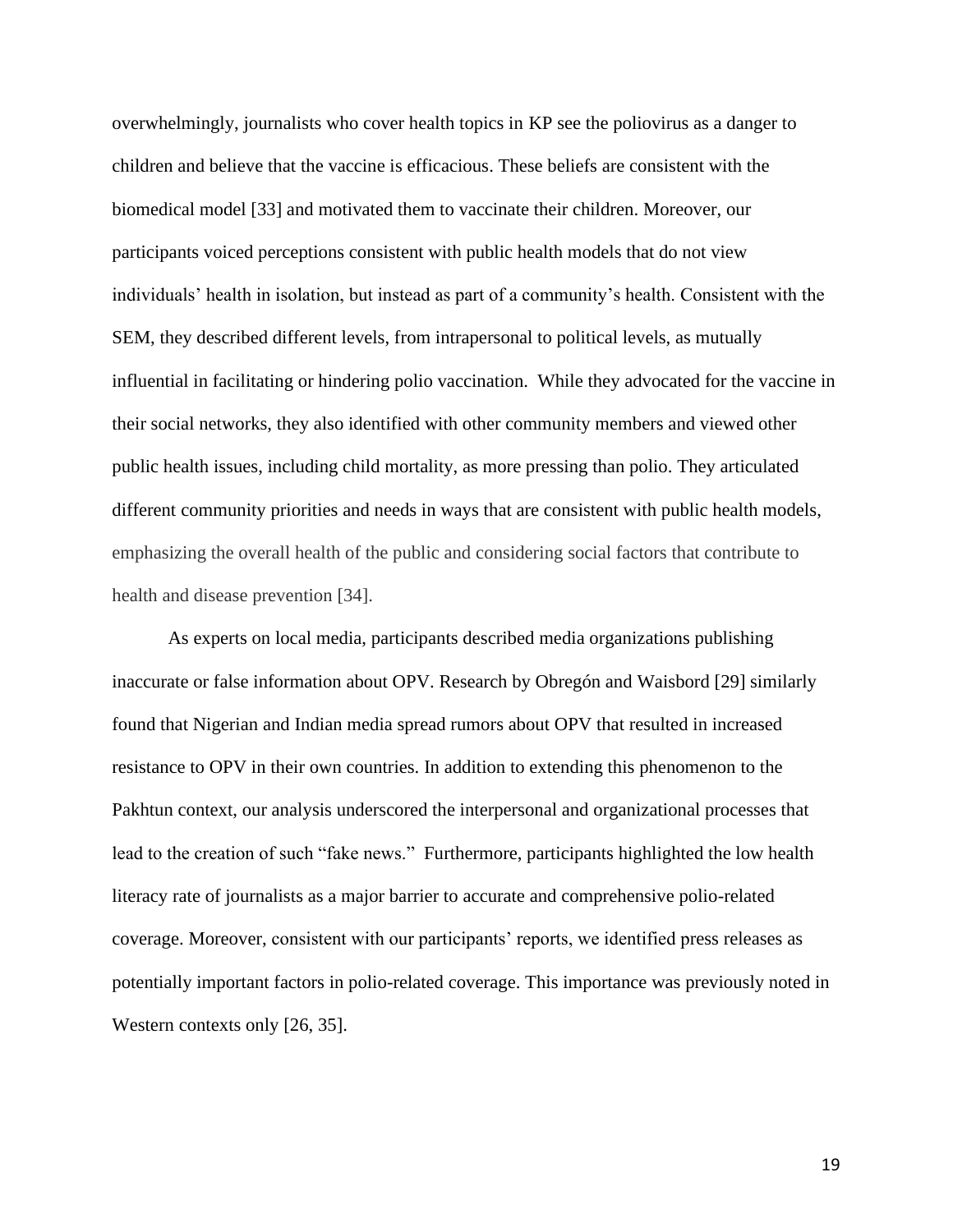overwhelmingly, journalists who cover health topics in KP see the poliovirus as a danger to children and believe that the vaccine is efficacious. These beliefs are consistent with the biomedical model [33] and motivated them to vaccinate their children. Moreover, our participants voiced perceptions consistent with public health models that do not view individuals' health in isolation, but instead as part of a community's health. Consistent with the SEM, they described different levels, from intrapersonal to political levels, as mutually influential in facilitating or hindering polio vaccination. While they advocated for the vaccine in their social networks, they also identified with other community members and viewed other public health issues, including child mortality, as more pressing than polio. They articulated different community priorities and needs in ways that are consistent with public health models, emphasizing the overall health of the public and considering social factors that contribute to health and disease prevention [34].

As experts on local media, participants described media organizations publishing inaccurate or false information about OPV. Research by Obregón and Waisbord [29] similarly found that Nigerian and Indian media spread rumors about OPV that resulted in increased resistance to OPV in their own countries. In addition to extending this phenomenon to the Pakhtun context, our analysis underscored the interpersonal and organizational processes that lead to the creation of such "fake news." Furthermore, participants highlighted the low health literacy rate of journalists as a major barrier to accurate and comprehensive polio-related coverage. Moreover, consistent with our participants' reports, we identified press releases as potentially important factors in polio-related coverage. This importance was previously noted in Western contexts only [26, 35].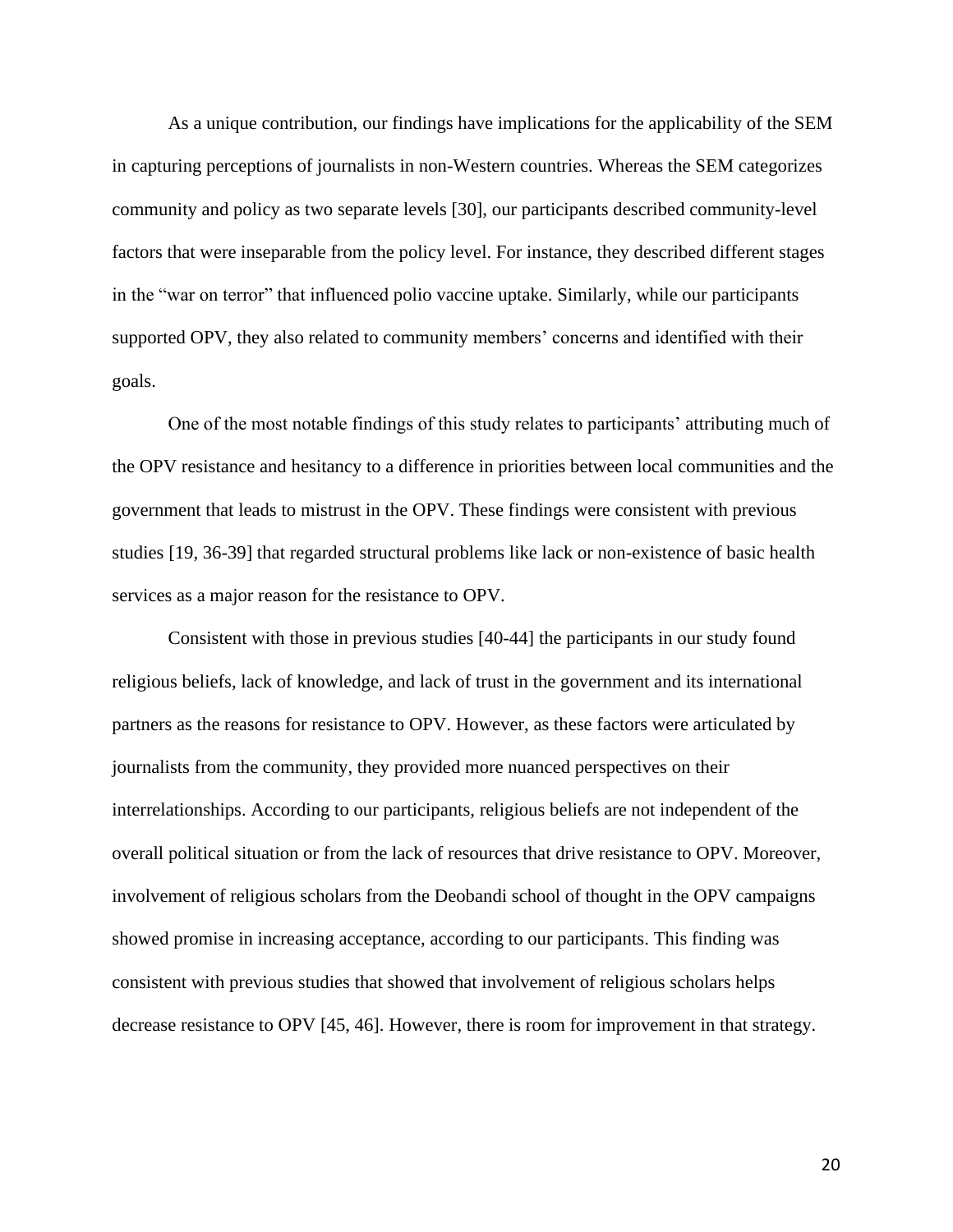As a unique contribution, our findings have implications for the applicability of the SEM in capturing perceptions of journalists in non-Western countries. Whereas the SEM categorizes community and policy as two separate levels [30], our participants described community-level factors that were inseparable from the policy level. For instance, they described different stages in the "war on terror" that influenced polio vaccine uptake. Similarly, while our participants supported OPV, they also related to community members' concerns and identified with their goals.

One of the most notable findings of this study relates to participants' attributing much of the OPV resistance and hesitancy to a difference in priorities between local communities and the government that leads to mistrust in the OPV. These findings were consistent with previous studies [19, 36-39] that regarded structural problems like lack or non-existence of basic health services as a major reason for the resistance to OPV.

Consistent with those in previous studies [40-44] the participants in our study found religious beliefs, lack of knowledge, and lack of trust in the government and its international partners as the reasons for resistance to OPV. However, as these factors were articulated by journalists from the community, they provided more nuanced perspectives on their interrelationships. According to our participants, religious beliefs are not independent of the overall political situation or from the lack of resources that drive resistance to OPV. Moreover, involvement of religious scholars from the Deobandi school of thought in the OPV campaigns showed promise in increasing acceptance, according to our participants. This finding was consistent with previous studies that showed that involvement of religious scholars helps decrease resistance to OPV [45, 46]. However, there is room for improvement in that strategy.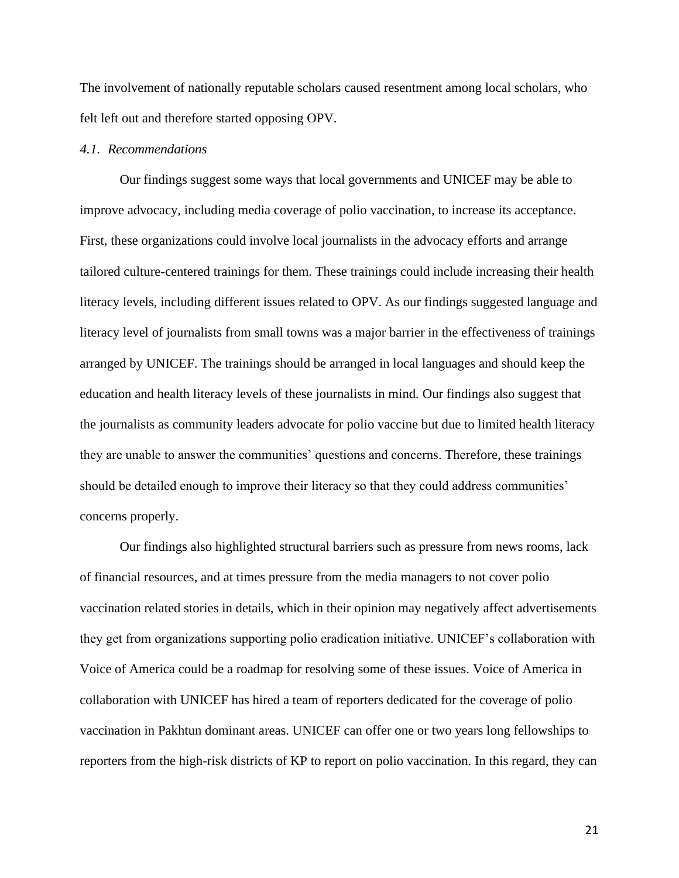The involvement of nationally reputable scholars caused resentment among local scholars, who felt left out and therefore started opposing OPV.

### *4.1. Recommendations*

Our findings suggest some ways that local governments and UNICEF may be able to improve advocacy, including media coverage of polio vaccination, to increase its acceptance. First, these organizations could involve local journalists in the advocacy efforts and arrange tailored culture-centered trainings for them. These trainings could include increasing their health literacy levels, including different issues related to OPV. As our findings suggested language and literacy level of journalists from small towns was a major barrier in the effectiveness of trainings arranged by UNICEF. The trainings should be arranged in local languages and should keep the education and health literacy levels of these journalists in mind. Our findings also suggest that the journalists as community leaders advocate for polio vaccine but due to limited health literacy they are unable to answer the communities' questions and concerns. Therefore, these trainings should be detailed enough to improve their literacy so that they could address communities' concerns properly.

Our findings also highlighted structural barriers such as pressure from news rooms, lack of financial resources, and at times pressure from the media managers to not cover polio vaccination related stories in details, which in their opinion may negatively affect advertisements they get from organizations supporting polio eradication initiative. UNICEF's collaboration with Voice of America could be a roadmap for resolving some of these issues. Voice of America in collaboration with UNICEF has hired a team of reporters dedicated for the coverage of polio vaccination in Pakhtun dominant areas. UNICEF can offer one or two years long fellowships to reporters from the high-risk districts of KP to report on polio vaccination. In this regard, they can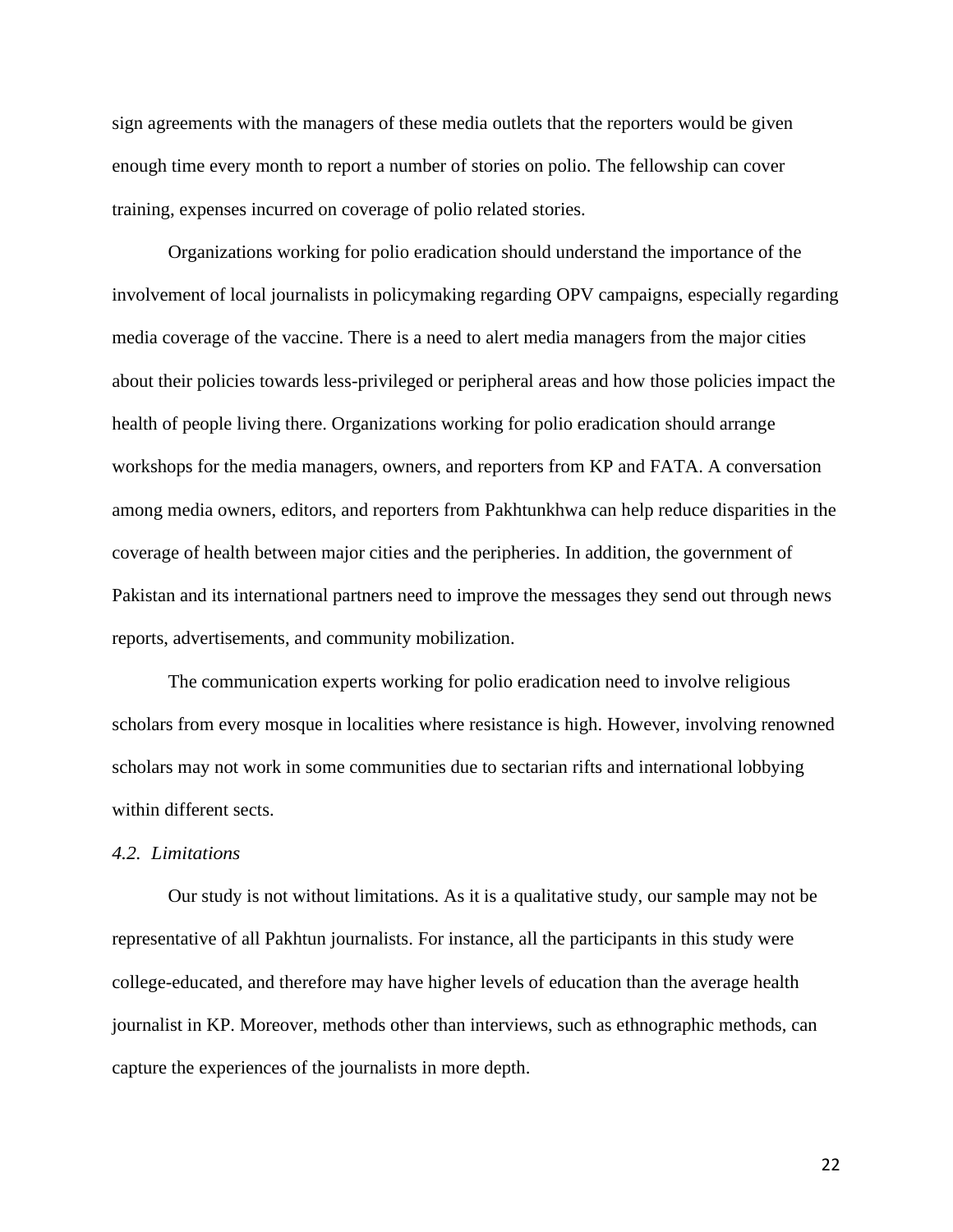sign agreements with the managers of these media outlets that the reporters would be given enough time every month to report a number of stories on polio. The fellowship can cover training, expenses incurred on coverage of polio related stories.

Organizations working for polio eradication should understand the importance of the involvement of local journalists in policymaking regarding OPV campaigns, especially regarding media coverage of the vaccine. There is a need to alert media managers from the major cities about their policies towards less-privileged or peripheral areas and how those policies impact the health of people living there. Organizations working for polio eradication should arrange workshops for the media managers, owners, and reporters from KP and FATA. A conversation among media owners, editors, and reporters from Pakhtunkhwa can help reduce disparities in the coverage of health between major cities and the peripheries. In addition, the government of Pakistan and its international partners need to improve the messages they send out through news reports, advertisements, and community mobilization.

The communication experts working for polio eradication need to involve religious scholars from every mosque in localities where resistance is high. However, involving renowned scholars may not work in some communities due to sectarian rifts and international lobbying within different sects.

### *4.2. Limitations*

Our study is not without limitations. As it is a qualitative study, our sample may not be representative of all Pakhtun journalists. For instance, all the participants in this study were college-educated, and therefore may have higher levels of education than the average health journalist in KP. Moreover, methods other than interviews, such as ethnographic methods, can capture the experiences of the journalists in more depth.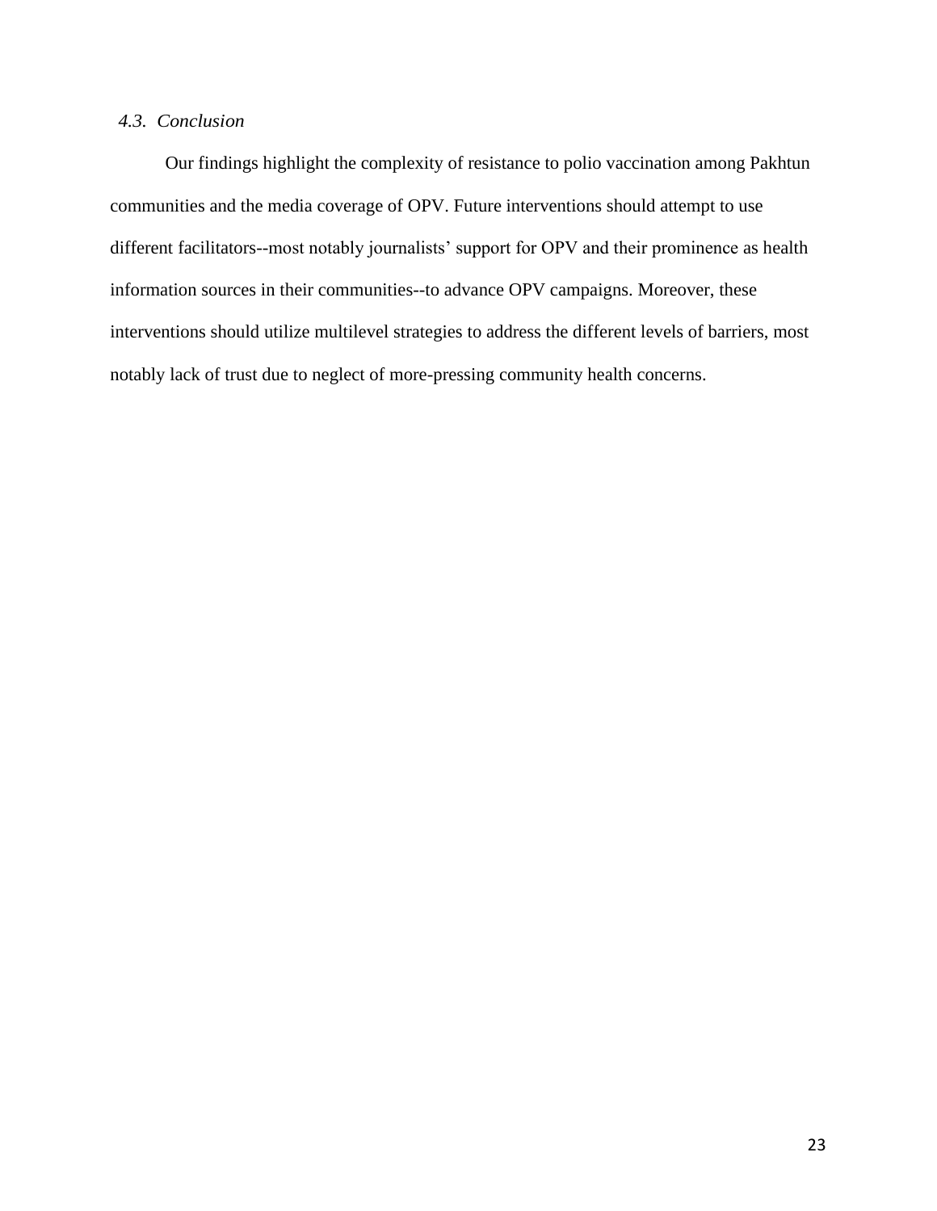### *4.3. Conclusion*

Our findings highlight the complexity of resistance to polio vaccination among Pakhtun communities and the media coverage of OPV. Future interventions should attempt to use different facilitators--most notably journalists' support for OPV and their prominence as health information sources in their communities--to advance OPV campaigns. Moreover, these interventions should utilize multilevel strategies to address the different levels of barriers, most notably lack of trust due to neglect of more-pressing community health concerns.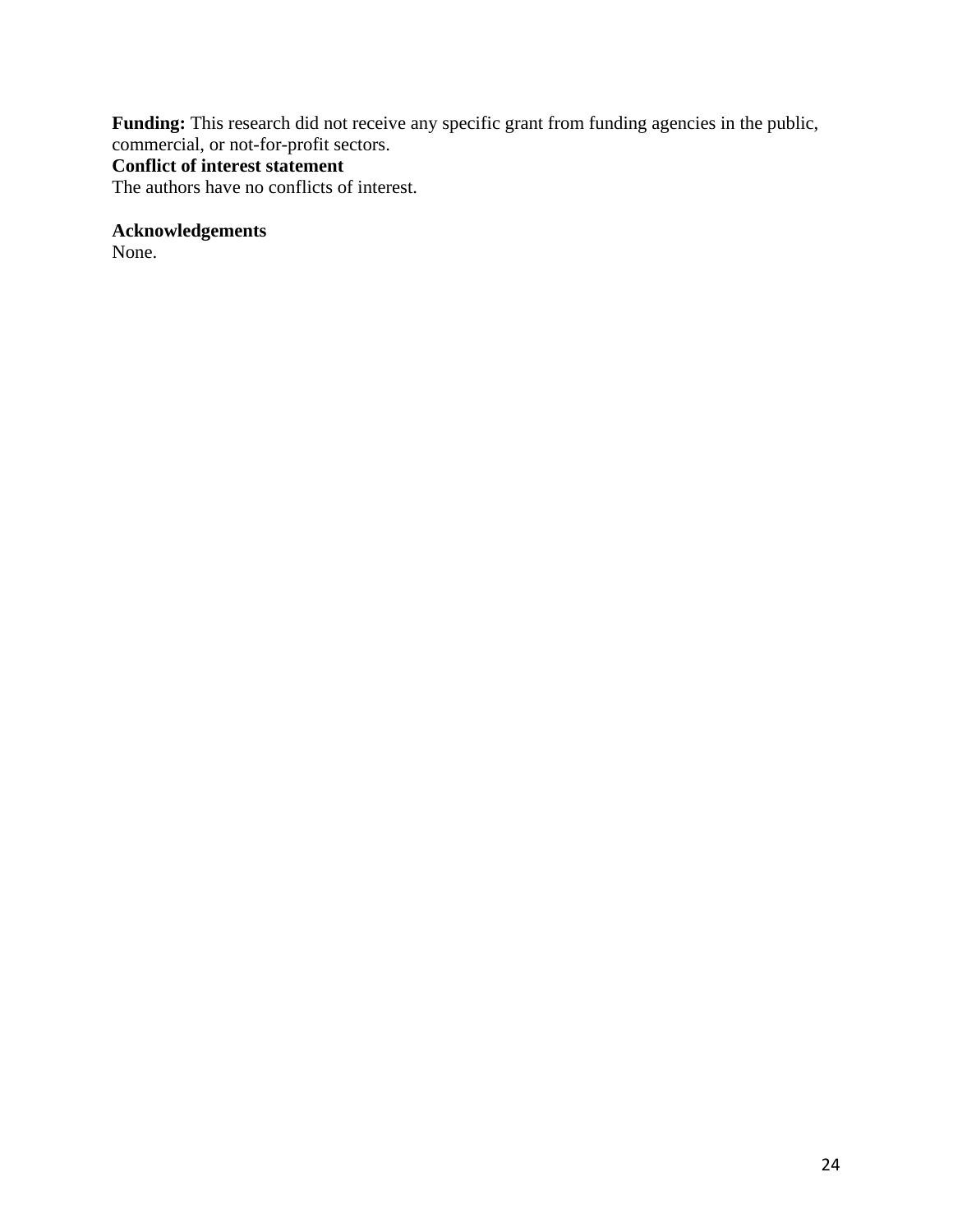**Funding:** This research did not receive any specific grant from funding agencies in the public, commercial, or not-for-profit sectors.

**Conflict of interest statement**

The authors have no conflicts of interest.

**Acknowledgements**

None.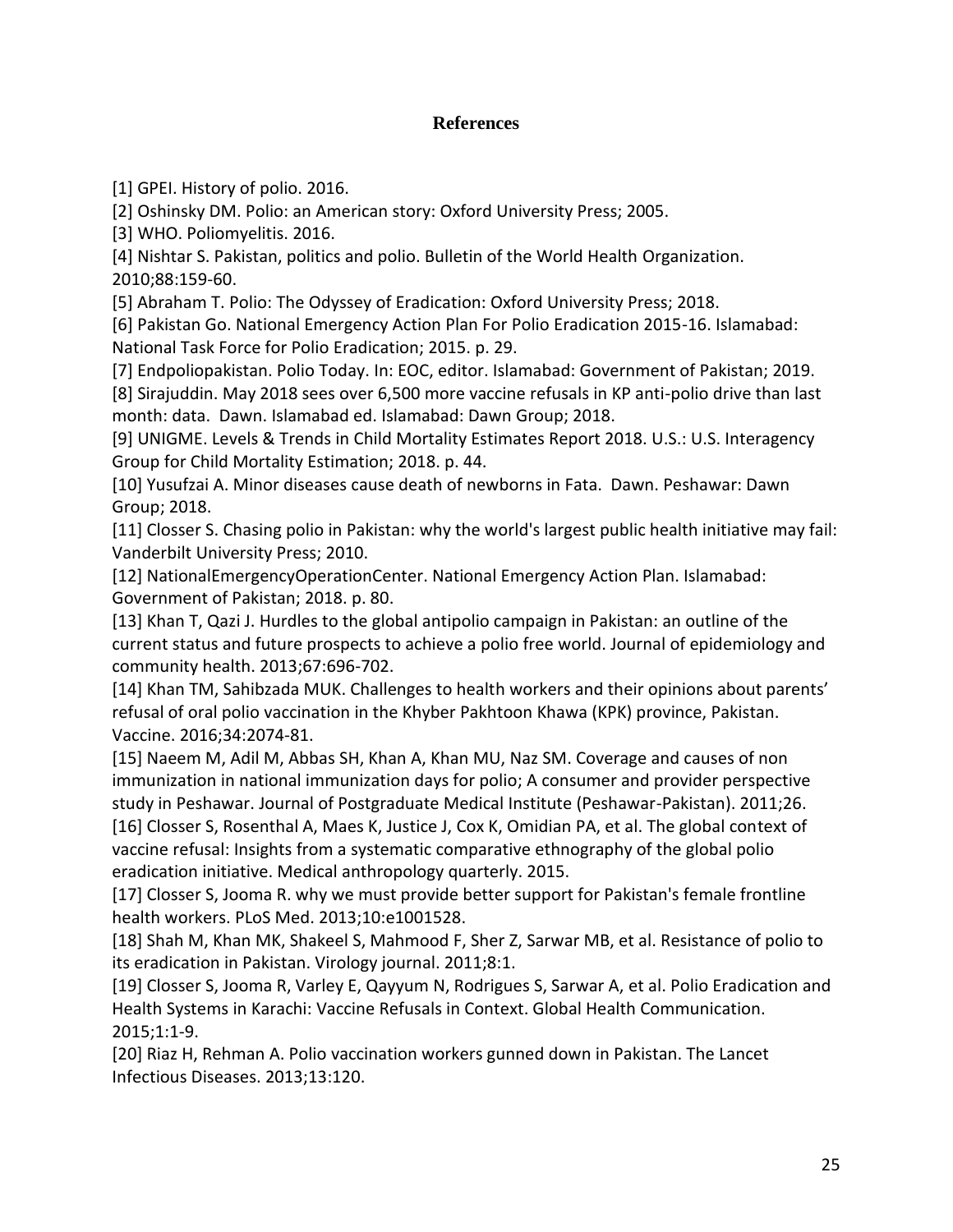## References

[1] GPEI. History of polio. 2016.

[2] Oshinsky DM. Polio: an American story: Oxford University Press; 2005.

[3] WHO. Poliomyelitis. 2016.

[4] Nishtar S. Pakistan, politics and polio. Bulletin of the World Health Organization. 2010;88:159-60.

[5] Abraham T. Polio: The Odyssey of Eradication: Oxford University Press; 2018.

[6] Pakistan Go. National Emergency Action Plan For Polio Eradication 2015-16. Islamabad: National Task Force for Polio Eradication; 2015. p. 29.

[7] Endpoliopakistan. Polio Today. In: EOC, editor. Islamabad: Government of Pakistan; 2019.

[8] Sirajuddin. May 2018 sees over 6,500 more vaccine refusals in KP anti-polio drive than last month: data. Dawn. Islamabad ed. Islamabad: Dawn Group; 2018.

[9] UNIGME. Levels & Trends in Child Mortality Estimates Report 2018. U.S.: U.S. Interagency Group for Child Mortality Estimation; 2018. p. 44.

[10] Yusufzai A. Minor diseases cause death of newborns in Fata. Dawn. Peshawar: Dawn Group; 2018.

[11] Closser S. Chasing polio in Pakistan: why the world's largest public health initiative may fail: Vanderbilt University Press; 2010.

[12] NationalEmergencyOperationCenter. National Emergency Action Plan. Islamabad: Government of Pakistan; 2018. p. 80.

[13] Khan T, Qazi J. Hurdles to the global antipolio campaign in Pakistan: an outline of the current status and future prospects to achieve a polio free world. Journal of epidemiology and community health. 2013;67:696-702.

[14] Khan TM, Sahibzada MUK. Challenges to health workers and their opinions about parents' refusal of oral polio vaccination in the Khyber Pakhtoon Khawa (KPK) province, Pakistan. Vaccine. 2016;34:2074-81.

[15] Naeem M, Adil M, Abbas SH, Khan A, Khan MU, Naz SM. Coverage and causes of non immunization in national immunization days for polio; A consumer and provider perspective study in Peshawar. Journal of Postgraduate Medical Institute (Peshawar-Pakistan). 2011;26.

[16] Closser S, Rosenthal A, Maes K, Justice J, Cox K, Omidian PA, et al. The global context of vaccine refusal: Insights from a systematic comparative ethnography of the global polio eradication initiative. Medical anthropology quarterly. 2015.

[17] Closser S, Jooma R. why we must provide better support for Pakistan's female frontline health workers. PLoS Med. 2013;10:e1001528.

[18] Shah M, Khan MK, Shakeel S, Mahmood F, Sher Z, Sarwar MB, et al. Resistance of polio to its eradication in Pakistan. Virology journal. 2011;8:1.

[19] Closser S, Jooma R, Varley E, Qayyum N, Rodrigues S, Sarwar A, et al. Polio Eradication and Health Systems in Karachi: Vaccine Refusals in Context. Global Health Communication. 2015;1:1-9.

[20] Riaz H, Rehman A. Polio vaccination workers gunned down in Pakistan. The Lancet Infectious Diseases. 2013;13:120.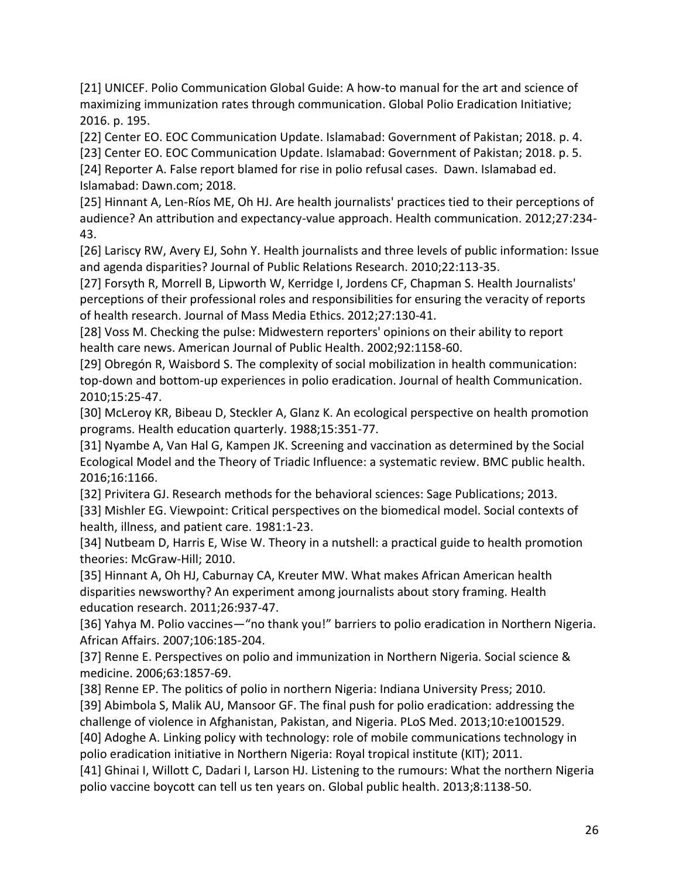[21] UNICEF. Polio Communication Global Guide: A how-to manual for the art and science of maximizing immunization rates through communication. Global Polio Eradication Initiative; 2016. p. 195.

[22] Center EO. EOC Communication Update. Islamabad: Government of Pakistan; 2018. p. 4.

[23] Center EO. EOC Communication Update. Islamabad: Government of Pakistan; 2018. p. 5.

[24] Reporter A. False report blamed for rise in polio refusal cases. Dawn. Islamabad ed. Islamabad: Dawn.com; 2018.

[25] Hinnant A, Len-Ríos ME, Oh HJ. Are health journalists' practices tied to their perceptions of audience? An attribution and expectancy-value approach. Health communication. 2012;27:234-43.

[26] Lariscy RW, Avery EJ, Sohn Y. Health journalists and three levels of public information: Issue and agenda disparities? Journal of Public Relations Research. 2010;22:113-35.

[27] Forsyth R, Morrell B, Lipworth W, Kerridge I, Jordens CF, Chapman S. Health Journalists' perceptions of their professional roles and responsibilities for ensuring the veracity of reports of health research. Journal of Mass Media Ethics. 2012;27:130-41.

[28] Voss M. Checking the pulse: Midwestern reporters' opinions on their ability to report health care news. American Journal of Public Health. 2002;92:1158-60.

[29] Obregón R, Waisbord S. The complexity of social mobilization in health communication: top-down and bottom-up experiences in polio eradication. Journal of health Communication. 2010;15:25-47.

[30] McLeroy KR, Bibeau D, Steckler A, Glanz K. An ecological perspective on health promotion programs. Health education quarterly. 1988;15:351-77.

[31] Nyambe A, Van Hal G, Kampen JK. Screening and vaccination as determined by the Social Ecological Model and the Theory of Triadic Influence: a systematic review. BMC public health. 2016;16:1166.

[32] Privitera GJ. Research methods for the behavioral sciences: Sage Publications; 2013.

[33] Mishler EG. Viewpoint: Critical perspectives on the biomedical model. Social contexts of health, illness, and patient care. 1981:1-23.

[34] Nutbeam D, Harris E, Wise W. Theory in a nutshell: a practical guide to health promotion theories: McGraw-Hill; 2010.

[35] Hinnant A, Oh HJ, Caburnay CA, Kreuter MW. What makes African American health disparities newsworthy? An experiment among journalists about story framing. Health education research. 2011;26:937-47.

[36] Yahya M. Polio vaccines—"no thank you!" barriers to polio eradication in Northern Nigeria. African Affairs. 2007;106:185-204.

[37] Renne E. Perspectives on polio and immunization in Northern Nigeria. Social science & medicine. 2006;63:1857-69.

[38] Renne EP. The politics of polio in northern Nigeria: Indiana University Press; 2010.

[39] Abimbola S, Malik AU, Mansoor GF. The final push for polio eradication: addressing the challenge of violence in Afghanistan, Pakistan, and Nigeria. PLoS Med. 2013;10:e1001529.

[40] Adoghe A. Linking policy with technology: role of mobile communications technology in polio eradication initiative in Northern Nigeria: Royal tropical institute (KIT); 2011.

[41] Ghinai I, Willott C, Dadari I, Larson HJ. Listening to the rumours: What the northern Nigeria polio vaccine boycott can tell us ten years on. Global public health. 2013;8:1138-50.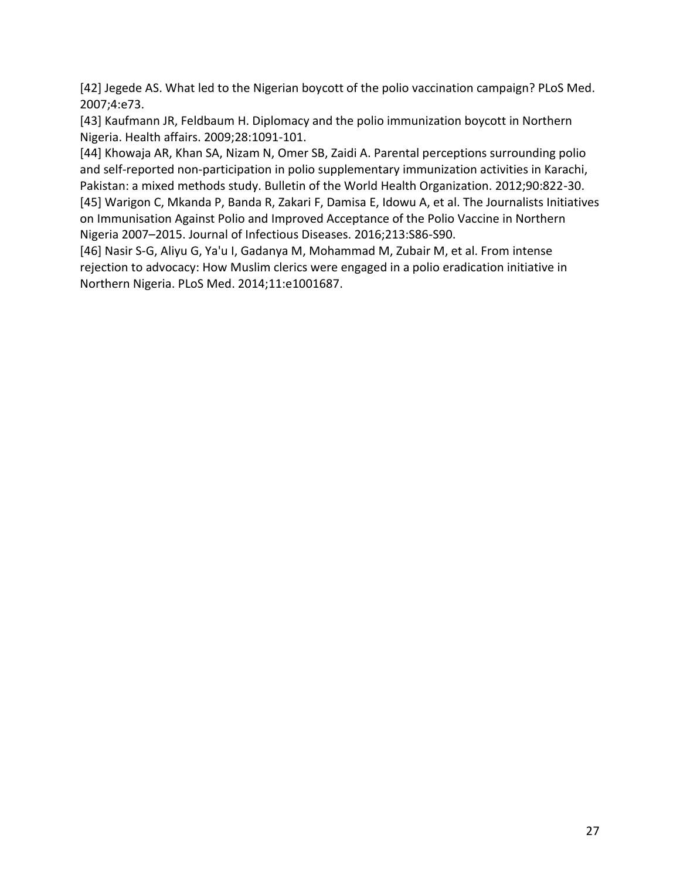[42] Jegede AS. What led to the Nigerian boycott of the polio vaccination campaign? PLoS Med. 2007;4:e73.

[43] Kaufmann JR, Feldbaum H. Diplomacy and the polio immunization boycott in Northern Nigeria. Health affairs. 2009;28:1091-101.

[44] Khowaja AR, Khan SA, Nizam N, Omer SB, Zaidi A. Parental perceptions surrounding polio and self-reported non-participation in polio supplementary immunization activities in Karachi, Pakistan: a mixed methods study. Bulletin of the World Health Organization. 2012;90:822-30.

[45] Warigon C, Mkanda P, Banda R, Zakari F, Damisa E, Idowu A, et al. The Journalists Initiatives on Immunisation Against Polio and Improved Acceptance of the Polio Vaccine in Northern Nigeria 2007–2015. Journal of Infectious Diseases. 2016;213:S86-S90.

[46] Nasir S-G, Aliyu G, Ya'u I, Gadanya M, Mohammad M, Zubair M, et al. From intense rejection to advocacy: How Muslim clerics were engaged in a polio eradication initiative in Northern Nigeria. PLoS Med. 2014;11:e1001687.